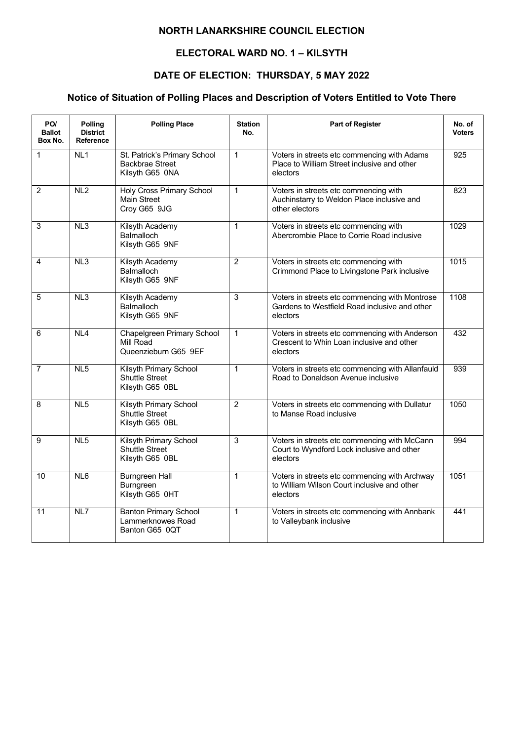# NORTH LANARKSHIRE COUNCIL ELECTION

## ELECTORAL WARD NO. 1 – KILSYTH

## DATE OF ELECTION: THURSDAY, 5 MAY 2022

### Notice of Situation of Polling Places and Description of Voters Entitled to Vote There

| PO/ Ballot Box No. | Polling District Reference | Polling Place | Station No. | Part of Register | No. of Voters |
|---|---|---|---|---|---|
| 1 | NL1 | St. Patrick's Primary School Backbrae Street Kilsyth G65 0NA | 1 | Voters in streets etc commencing with Adams Place to William Street inclusive and other electors | 925 |
| 2 | NL2 | Holy Cross Primary School Main Street Croy G65 9JG | 1 | Voters in streets etc commencing with Auchinstarry to Weldon Place inclusive and other electors | 823 |
| 3 | NL3 | Kilsyth Academy Balmalloch Kilsyth G65 9NF | 1 | Voters in streets etc commencing with Abercrombie Place to Corrie Road inclusive | 1029 |
| 4 | NL3 | Kilsyth Academy Balmalloch Kilsyth G65 9NF | 2 | Voters in streets etc commencing with Crimmond Place to Livingstone Park inclusive | 1015 |
| 5 | NL3 | Kilsyth Academy Balmalloch Kilsyth G65 9NF | 3 | Voters in streets etc commencing with Montrose Gardens to Westfield Road inclusive and other electors | 1108 |
| 6 | NL4 | Chapelgreen Primary School Mill Road Queenzieburn G65 9EF | 1 | Voters in streets etc commencing with Anderson Crescent to Whin Loan inclusive and other electors | 432 |
| 7 | NL5 | Kilsyth Primary School Shuttle Street Kilsyth G65 0BL | 1 | Voters in streets etc commencing with Allanfauld Road to Donaldson Avenue inclusive | 939 |
| 8 | NL5 | Kilsyth Primary School Shuttle Street Kilsyth G65 0BL | 2 | Voters in streets etc commencing with Dullatur to Manse Road inclusive | 1050 |
| 9 | NL5 | Kilsyth Primary School Shuttle Street Kilsyth G65 0BL | 3 | Voters in streets etc commencing with McCann Court to Wyndford Lock inclusive and other electors | 994 |
| 10 | NL6 | Burngreen Hall Burngreen Kilsyth G65 0HT | 1 | Voters in streets etc commencing with Archway to William Wilson Court inclusive and other electors | 1051 |
| 11 | NL7 | Banton Primary School Lammerknowes Road Banton G65 0QT | 1 | Voters in streets etc commencing with Annbank to Valleybank inclusive | 441 |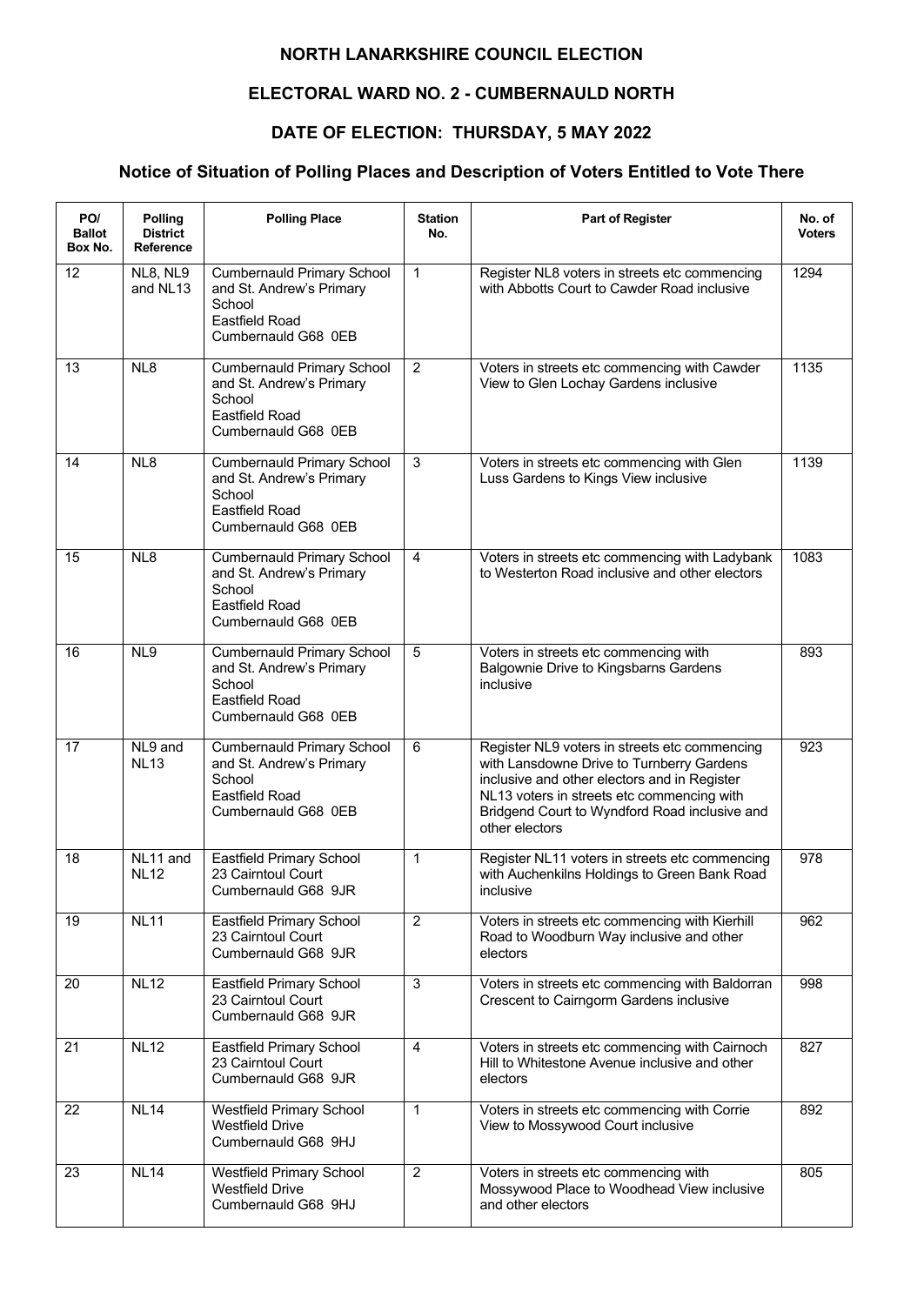# NORTH LANARKSHIRE COUNCIL ELECTION

## ELECTORAL WARD NO. 2 - CUMBERNAULD NORTH

## DATE OF ELECTION: THURSDAY, 5 MAY 2022

## Notice of Situation of Polling Places and Description of Voters Entitled to Vote There

| PO/ Ballot Box No. | Polling District Reference | Polling Place | Station No. | Part of Register | No. of Voters |
|---|---|---|---|---|---|
| 12 | NL8, NL9 and NL13 | Cumbernauld Primary School and St. Andrew's Primary School Eastfield Road Cumbernauld G68 0EB | 1 | Register NL8 voters in streets etc commencing with Abbotts Court to Cawder Road inclusive | 1294 |
| 13 | NL8 | Cumbernauld Primary School and St. Andrew's Primary School Eastfield Road Cumbernauld G68 0EB | 2 | Voters in streets etc commencing with Cawder View to Glen Lochay Gardens inclusive | 1135 |
| 14 | NL8 | Cumbernauld Primary School and St. Andrew's Primary School Eastfield Road Cumbernauld G68 0EB | 3 | Voters in streets etc commencing with Glen Luss Gardens to Kings View inclusive | 1139 |
| 15 | NL8 | Cumbernauld Primary School and St. Andrew's Primary School Eastfield Road Cumbernauld G68 0EB | 4 | Voters in streets etc commencing with Ladybank to Westerton Road inclusive and other electors | 1083 |
| 16 | NL9 | Cumbernauld Primary School and St. Andrew's Primary School Eastfield Road Cumbernauld G68 0EB | 5 | Voters in streets etc commencing with Balgownie Drive to Kingsbarns Gardens inclusive | 893 |
| 17 | NL9 and NL13 | Cumbernauld Primary School and St. Andrew's Primary School Eastfield Road Cumbernauld G68 0EB | 6 | Register NL9 voters in streets etc commencing with Lansdowne Drive to Turnberry Gardens inclusive and other electors and in Register NL13 voters in streets etc commencing with Bridgend Court to Wyndford Road inclusive and other electors | 923 |
| 18 | NL11 and NL12 | Eastfield Primary School 23 Cairntoul Court Cumbernauld G68 9JR | 1 | Register NL11 voters in streets etc commencing with Auchenkilns Holdings to Green Bank Road inclusive | 978 |
| 19 | NL11 | Eastfield Primary School 23 Cairntoul Court Cumbernauld G68 9JR | 2 | Voters in streets etc commencing with Kierhill Road to Woodburn Way inclusive and other electors | 962 |
| 20 | NL12 | Eastfield Primary School 23 Cairntoul Court Cumbernauld G68 9JR | 3 | Voters in streets etc commencing with Baldorran Crescent to Cairngorm Gardens inclusive | 998 |
| 21 | NL12 | Eastfield Primary School 23 Cairntoul Court Cumbernauld G68 9JR | 4 | Voters in streets etc commencing with Cairnoch Hill to Whitestone Avenue inclusive and other electors | 827 |
| 22 | NL14 | Westfield Primary School Westfield Drive Cumbernauld G68 9HJ | 1 | Voters in streets etc commencing with Corrie View to Mossywood Court inclusive | 892 |
| 23 | NL14 | Westfield Primary School Westfield Drive Cumbernauld G68 9HJ | 2 | Voters in streets etc commencing with Mossywood Place to Woodhead View inclusive and other electors | 805 |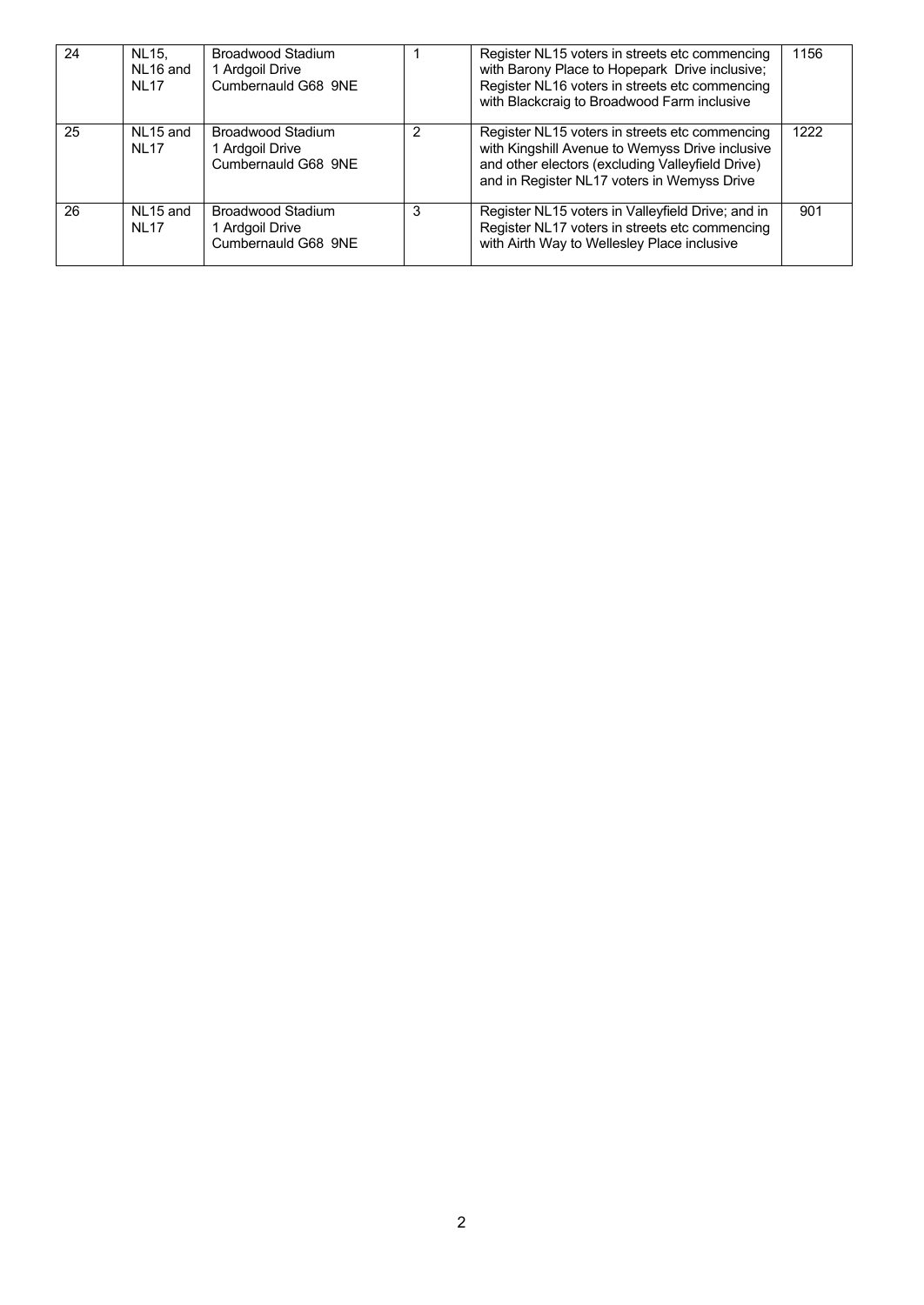| 24 | NL15, NL16 and NL17 | Broadwood Stadium 1 Ardgoil Drive Cumbernauld G68 9NE | 1 | Register NL15 voters in streets etc commencing with Barony Place to Hopepark Drive inclusive; Register NL16 voters in streets etc commencing with Blackcraig to Broadwood Farm inclusive | 1156 |
|---|---|---|---|---|---|
| 25 | NL15 and NL17 | Broadwood Stadium 1 Ardgoil Drive Cumbernauld G68 9NE | 2 | Register NL15 voters in streets etc commencing with Kingshill Avenue to Wemyss Drive inclusive and other electors (excluding Valleyfield Drive) and in Register NL17 voters in Wemyss Drive | 1222 |
| 26 | NL15 and NL17 | Broadwood Stadium 1 Ardgoil Drive Cumbernauld G68 9NE | 3 | Register NL15 voters in Valleyfield Drive; and in Register NL17 voters in streets etc commencing with Airth Way to Wellesley Place inclusive | 901 |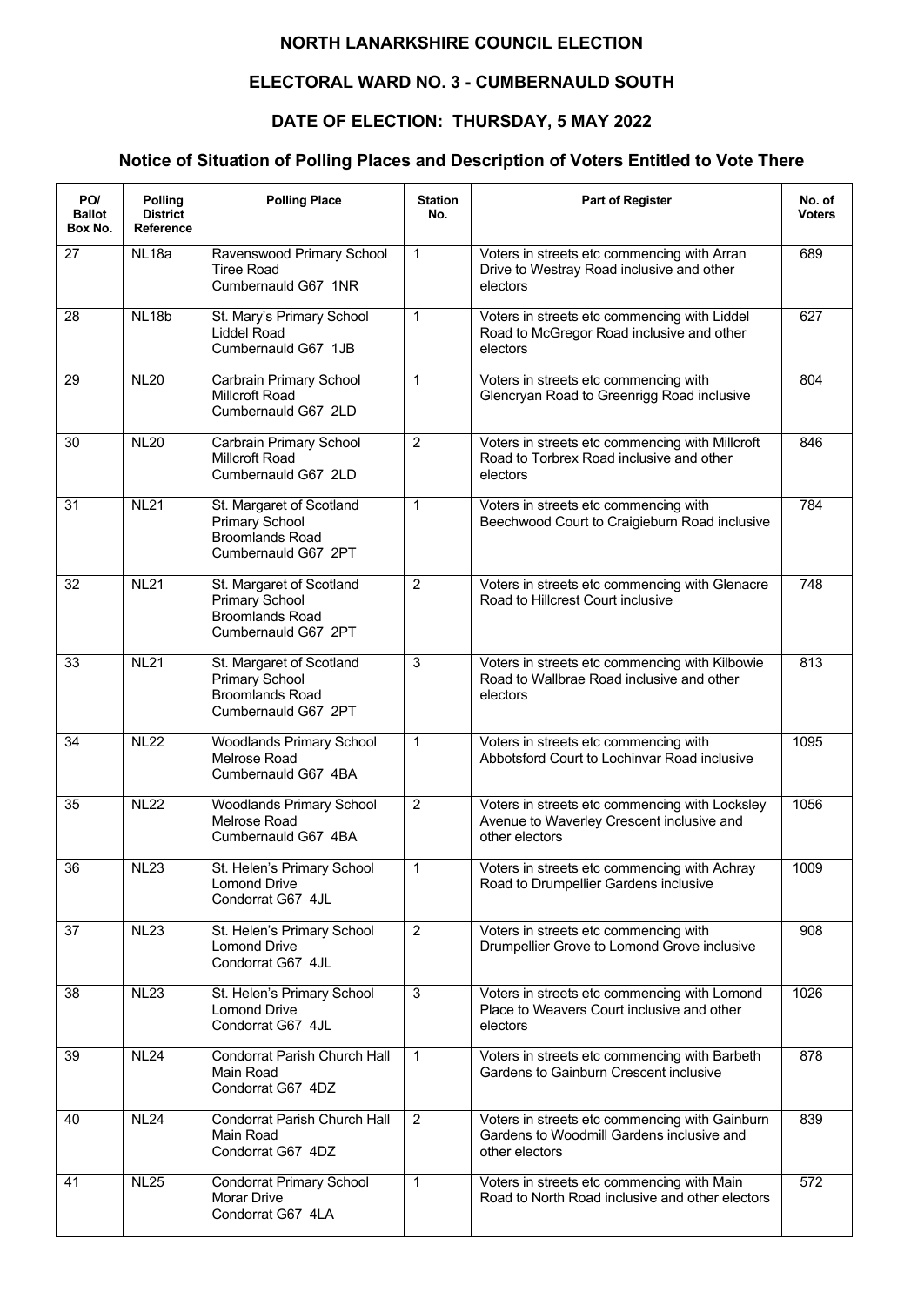# NORTH LANARKSHIRE COUNCIL ELECTION

## ELECTORAL WARD NO. 3 - CUMBERNAULD SOUTH

## DATE OF ELECTION: THURSDAY, 5 MAY 2022

### Notice of Situation of Polling Places and Description of Voters Entitled to Vote There

| PO/ Ballot Box No. | Polling District Reference | Polling Place | Station No. | Part of Register | No. of Voters |
|---|---|---|---|---|---|
| 27 | NL18a | Ravenswood Primary School Tiree Road Cumbernauld G67 1NR | 1 | Voters in streets etc commencing with Arran Drive to Westray Road inclusive and other electors | 689 |
| 28 | NL18b | St. Mary's Primary School Liddel Road Cumbernauld G67 1JB | 1 | Voters in streets etc commencing with Liddel Road to McGregor Road inclusive and other electors | 627 |
| 29 | NL20 | Carbrain Primary School Millcroft Road Cumbernauld G67 2LD | 1 | Voters in streets etc commencing with Glencryan Road to Greenrigg Road inclusive | 804 |
| 30 | NL20 | Carbrain Primary School Millcroft Road Cumbernauld G67 2LD | 2 | Voters in streets etc commencing with Millcroft Road to Torbrex Road inclusive and other electors | 846 |
| 31 | NL21 | St. Margaret of Scotland Primary School Broomlands Road Cumbernauld G67 2PT | 1 | Voters in streets etc commencing with Beechwood Court to Craigieburn Road inclusive | 784 |
| 32 | NL21 | St. Margaret of Scotland Primary School Broomlands Road Cumbernauld G67 2PT | 2 | Voters in streets etc commencing with Glenacre Road to Hillcrest Court inclusive | 748 |
| 33 | NL21 | St. Margaret of Scotland Primary School Broomlands Road Cumbernauld G67 2PT | 3 | Voters in streets etc commencing with Kilbowie Road to Wallbrae Road inclusive and other electors | 813 |
| 34 | NL22 | Woodlands Primary School Melrose Road Cumbernauld G67 4BA | 1 | Voters in streets etc commencing with Abbotsford Court to Lochinvar Road inclusive | 1095 |
| 35 | NL22 | Woodlands Primary School Melrose Road Cumbernauld G67 4BA | 2 | Voters in streets etc commencing with Locksley Avenue to Waverley Crescent inclusive and other electors | 1056 |
| 36 | NL23 | St. Helen's Primary School Lomond Drive Condorrat G67 4JL | 1 | Voters in streets etc commencing with Achray Road to Drumpellier Gardens inclusive | 1009 |
| 37 | NL23 | St. Helen's Primary School Lomond Drive Condorrat G67 4JL | 2 | Voters in streets etc commencing with Drumpellier Grove to Lomond Grove inclusive | 908 |
| 38 | NL23 | St. Helen's Primary School Lomond Drive Condorrat G67 4JL | 3 | Voters in streets etc commencing with Lomond Place to Weavers Court inclusive and other electors | 1026 |
| 39 | NL24 | Condorrat Parish Church Hall Main Road Condorrat G67 4DZ | 1 | Voters in streets etc commencing with Barbeth Gardens to Gainburn Crescent inclusive | 878 |
| 40 | NL24 | Condorrat Parish Church Hall Main Road Condorrat G67 4DZ | 2 | Voters in streets etc commencing with Gainburn Gardens to Woodmill Gardens inclusive and other electors | 839 |
| 41 | NL25 | Condorrat Primary School Morar Drive Condorrat G67 4LA | 1 | Voters in streets etc commencing with Main Road to North Road inclusive and other electors | 572 |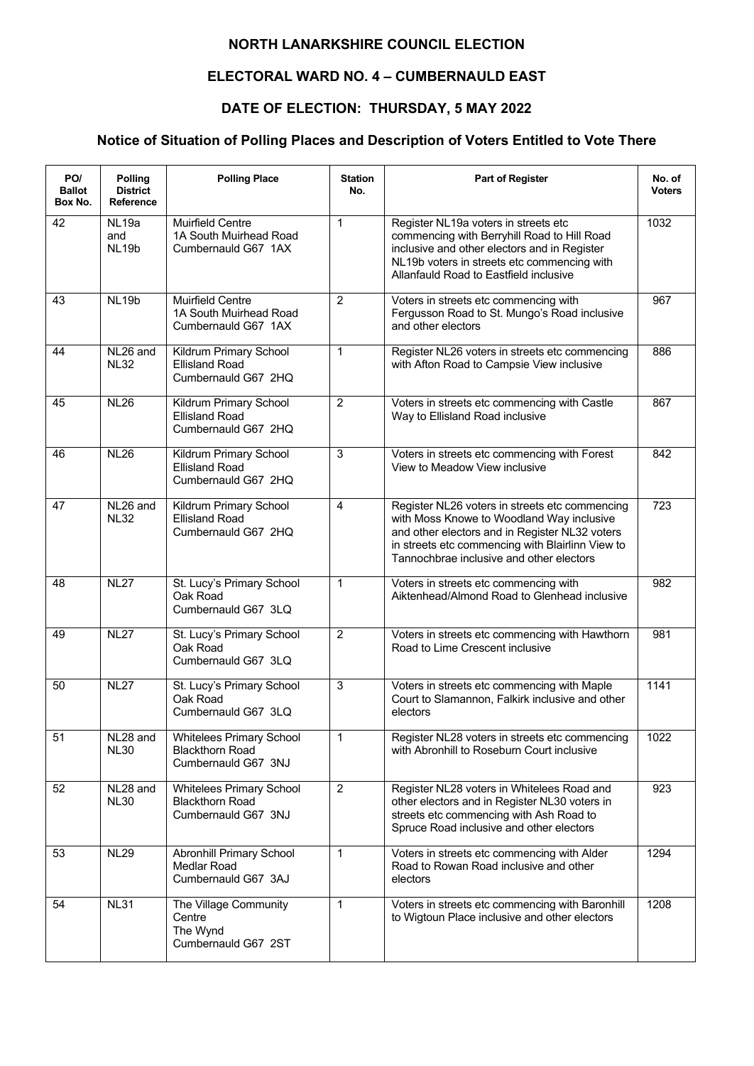## NORTH LANARKSHIRE COUNCIL ELECTION

## ELECTORAL WARD NO. 4 – CUMBERNAULD EAST

## DATE OF ELECTION: THURSDAY, 5 MAY 2022

## Notice of Situation of Polling Places and Description of Voters Entitled to Vote There

| PO/ Ballot Box No. | Polling District Reference | Polling Place | Station No. | Part of Register | No. of Voters |
|---|---|---|---|---|---|
| 42 | NL19a and NL19b | Muirfield Centre 1A South Muirhead Road Cumbernauld G67 1AX | 1 | Register NL19a voters in streets etc commencing with Berryhill Road to Hill Road inclusive and other electors and in Register NL19b voters in streets etc commencing with Allanfauld Road to Eastfield inclusive | 1032 |
| 43 | NL19b | Muirfield Centre 1A South Muirhead Road Cumbernauld G67 1AX | 2 | Voters in streets etc commencing with Fergusson Road to St. Mungo's Road inclusive and other electors | 967 |
| 44 | NL26 and NL32 | Kildrum Primary School Ellisland Road Cumbernauld G67 2HQ | 1 | Register NL26 voters in streets etc commencing with Afton Road to Campsie View inclusive | 886 |
| 45 | NL26 | Kildrum Primary School Ellisland Road Cumbernauld G67 2HQ | 2 | Voters in streets etc commencing with Castle Way to Ellisland Road inclusive | 867 |
| 46 | NL26 | Kildrum Primary School Ellisland Road Cumbernauld G67 2HQ | 3 | Voters in streets etc commencing with Forest View to Meadow View inclusive | 842 |
| 47 | NL26 and NL32 | Kildrum Primary School Ellisland Road Cumbernauld G67 2HQ | 4 | Register NL26 voters in streets etc commencing with Moss Knowe to Woodland Way inclusive and other electors and in Register NL32 voters in streets etc commencing with Blairlinn View to Tannochbrae inclusive and other electors | 723 |
| 48 | NL27 | St. Lucy's Primary School Oak Road Cumbernauld G67 3LQ | 1 | Voters in streets etc commencing with Aiktenhead/Almond Road to Glenhead inclusive | 982 |
| 49 | NL27 | St. Lucy's Primary School Oak Road Cumbernauld G67 3LQ | 2 | Voters in streets etc commencing with Hawthorn Road to Lime Crescent inclusive | 981 |
| 50 | NL27 | St. Lucy's Primary School Oak Road Cumbernauld G67 3LQ | 3 | Voters in streets etc commencing with Maple Court to Slamannon, Falkirk inclusive and other electors | 1141 |
| 51 | NL28 and NL30 | Whitelees Primary School Blackthorn Road Cumbernauld G67 3NJ | 1 | Register NL28 voters in streets etc commencing with Abronhill to Roseburn Court inclusive | 1022 |
| 52 | NL28 and NL30 | Whitelees Primary School Blackthorn Road Cumbernauld G67 3NJ | 2 | Register NL28 voters in Whitelees Road and other electors and in Register NL30 voters in streets etc commencing with Ash Road to Spruce Road inclusive and other electors | 923 |
| 53 | NL29 | Abronhill Primary School Medlar Road Cumbernauld G67 3AJ | 1 | Voters in streets etc commencing with Alder Road to Rowan Road inclusive and other electors | 1294 |
| 54 | NL31 | The Village Community Centre The Wynd Cumbernauld G67 2ST | 1 | Voters in streets etc commencing with Baronhill to Wigtoun Place inclusive and other electors | 1208 |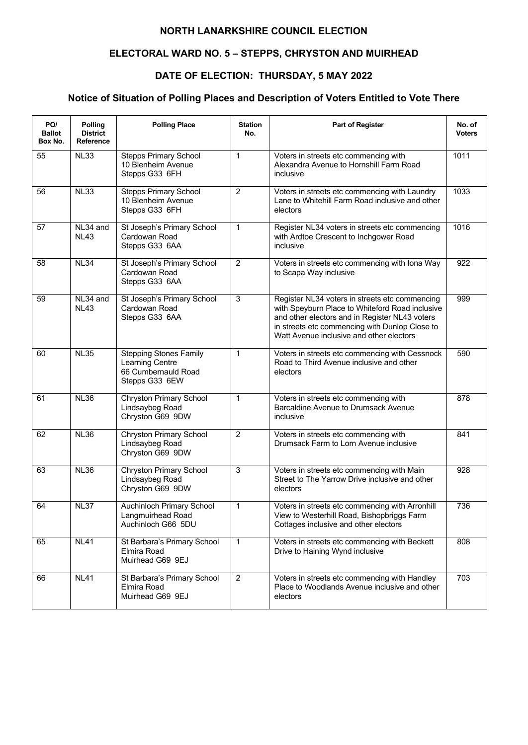# NORTH LANARKSHIRE COUNCIL ELECTION

## ELECTORAL WARD NO. 5 – STEPPS, CHRYSTON AND MUIRHEAD

## DATE OF ELECTION: THURSDAY, 5 MAY 2022

## Notice of Situation of Polling Places and Description of Voters Entitled to Vote There

| PO/ Ballot Box No. | Polling District Reference | Polling Place | Station No. | Part of Register | No. of Voters |
|---|---|---|---|---|---|
| 55 | NL33 | Stepps Primary School<br>10 Blenheim Avenue<br>Stepps G33 6FH | 1 | Voters in streets etc commencing with Alexandra Avenue to Hornshill Farm Road inclusive | 1011 |
| 56 | NL33 | Stepps Primary School<br>10 Blenheim Avenue<br>Stepps G33 6FH | 2 | Voters in streets etc commencing with Laundry Lane to Whitehill Farm Road inclusive and other electors | 1033 |
| 57 | NL34 and NL43 | St Joseph's Primary School<br>Cardowan Road<br>Stepps G33 6AA | 1 | Register NL34 voters in streets etc commencing with Ardtoe Crescent to Inchgower Road inclusive | 1016 |
| 58 | NL34 | St Joseph's Primary School<br>Cardowan Road<br>Stepps G33 6AA | 2 | Voters in streets etc commencing with Iona Way to Scapa Way inclusive | 922 |
| 59 | NL34 and NL43 | St Joseph's Primary School<br>Cardowan Road<br>Stepps G33 6AA | 3 | Register NL34 voters in streets etc commencing with Speyburn Place to Whiteford Road inclusive and other electors and in Register NL43 voters in streets etc commencing with Dunlop Close to Watt Avenue inclusive and other electors | 999 |
| 60 | NL35 | Stepping Stones Family Learning Centre<br>66 Cumbernauld Road<br>Stepps G33 6EW | 1 | Voters in streets etc commencing with Cessnock Road to Third Avenue inclusive and other electors | 590 |
| 61 | NL36 | Chryston Primary School<br>Lindsaybeg Road<br>Chryston G69 9DW | 1 | Voters in streets etc commencing with Barcaldine Avenue to Drumsack Avenue inclusive | 878 |
| 62 | NL36 | Chryston Primary School<br>Lindsaybeg Road<br>Chryston G69 9DW | 2 | Voters in streets etc commencing with Drumsack Farm to Lorn Avenue inclusive | 841 |
| 63 | NL36 | Chryston Primary School<br>Lindsaybeg Road<br>Chryston G69 9DW | 3 | Voters in streets etc commencing with Main Street to The Yarrow Drive inclusive and other electors | 928 |
| 64 | NL37 | Auchinloch Primary School<br>Langmuirhead Road<br>Auchinloch G66 5DU | 1 | Voters in streets etc commencing with Arronhill View to Westerhill Road, Bishopbriggs Farm Cottages inclusive and other electors | 736 |
| 65 | NL41 | St Barbara's Primary School<br>Elmira Road<br>Muirhead G69 9EJ | 1 | Voters in streets etc commencing with Beckett Drive to Haining Wynd inclusive | 808 |
| 66 | NL41 | St Barbara's Primary School<br>Elmira Road<br>Muirhead G69 9EJ | 2 | Voters in streets etc commencing with Handley Place to Woodlands Avenue inclusive and other electors | 703 |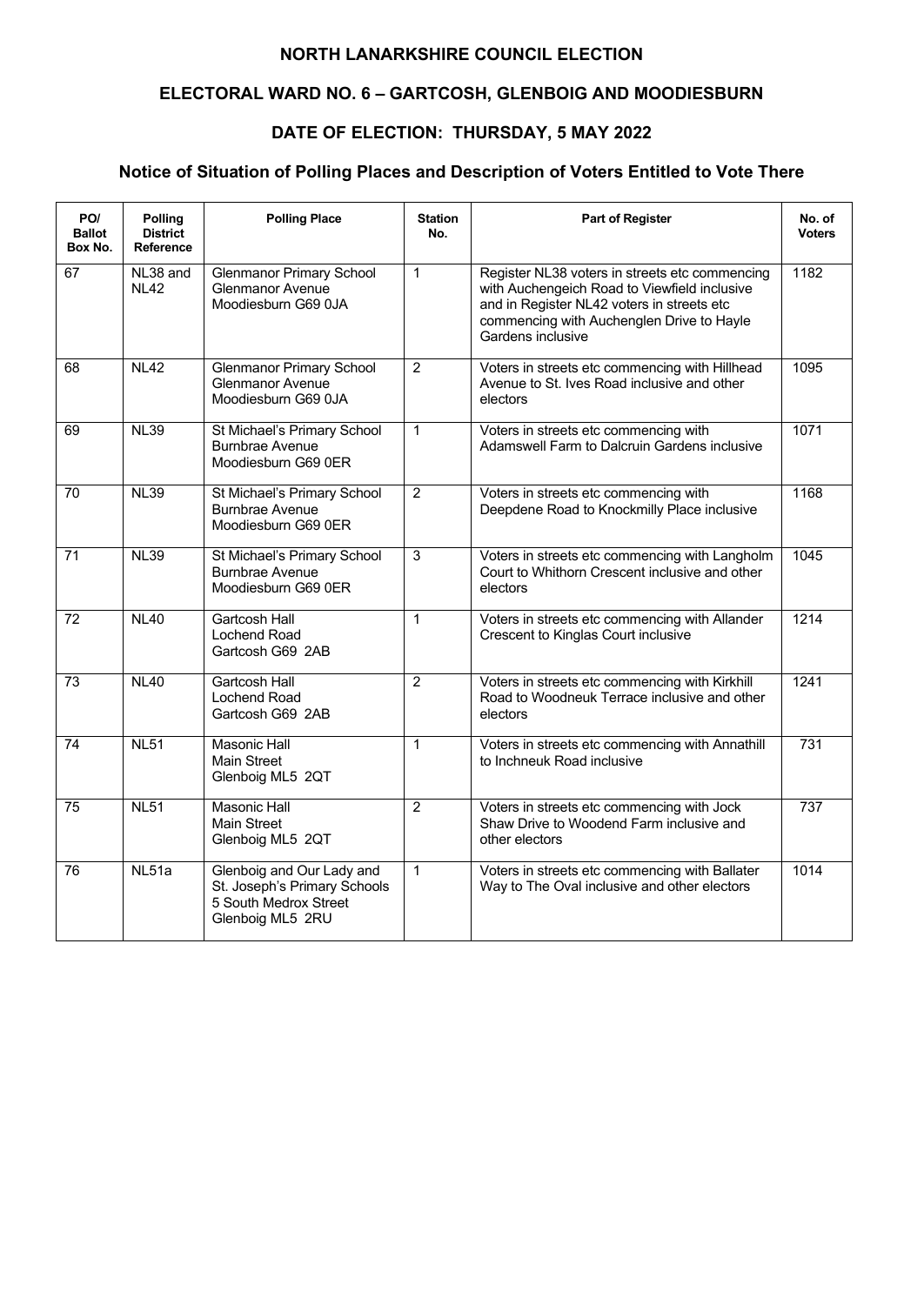# NORTH LANARKSHIRE COUNCIL ELECTION

## ELECTORAL WARD NO. 6 – GARTCOSH, GLENBOIG AND MOODIESBURN

## DATE OF ELECTION: THURSDAY, 5 MAY 2022

### Notice of Situation of Polling Places and Description of Voters Entitled to Vote There

| PO/ Ballot Box No. | Polling District Reference | Polling Place | Station No. | Part of Register | No. of Voters |
|---|---|---|---|---|---|
| 67 | NL38 and NL42 | Glenmanor Primary School Glenmanor Avenue Moodiesburn G69 0JA | 1 | Register NL38 voters in streets etc commencing with Auchengeich Road to Viewfield inclusive and in Register NL42 voters in streets etc commencing with Auchenglen Drive to Hayle Gardens inclusive | 1182 |
| 68 | NL42 | Glenmanor Primary School Glenmanor Avenue Moodiesburn G69 0JA | 2 | Voters in streets etc commencing with Hillhead Avenue to St. Ives Road inclusive and other electors | 1095 |
| 69 | NL39 | St Michael's Primary School Burnbrae Avenue Moodiesburn G69 0ER | 1 | Voters in streets etc commencing with Adamswell Farm to Dalcruin Gardens inclusive | 1071 |
| 70 | NL39 | St Michael's Primary School Burnbrae Avenue Moodiesburn G69 0ER | 2 | Voters in streets etc commencing with Deepdene Road to Knockmilly Place inclusive | 1168 |
| 71 | NL39 | St Michael's Primary School Burnbrae Avenue Moodiesburn G69 0ER | 3 | Voters in streets etc commencing with Langholm Court to Whithorn Crescent inclusive and other electors | 1045 |
| 72 | NL40 | Gartcosh Hall Lochend Road Gartcosh G69 2AB | 1 | Voters in streets etc commencing with Allander Crescent to Kinglas Court inclusive | 1214 |
| 73 | NL40 | Gartcosh Hall Lochend Road Gartcosh G69 2AB | 2 | Voters in streets etc commencing with Kirkhill Road to Woodneuk Terrace inclusive and other electors | 1241 |
| 74 | NL51 | Masonic Hall Main Street Glenboig ML5 2QT | 1 | Voters in streets etc commencing with Annathill to Inchneuk Road inclusive | 731 |
| 75 | NL51 | Masonic Hall Main Street Glenboig ML5 2QT | 2 | Voters in streets etc commencing with Jock Shaw Drive to Woodend Farm inclusive and other electors | 737 |
| 76 | NL51a | Glenboig and Our Lady and St. Joseph's Primary Schools 5 South Medrox Street Glenboig ML5 2RU | 1 | Voters in streets etc commencing with Ballater Way to The Oval inclusive and other electors | 1014 |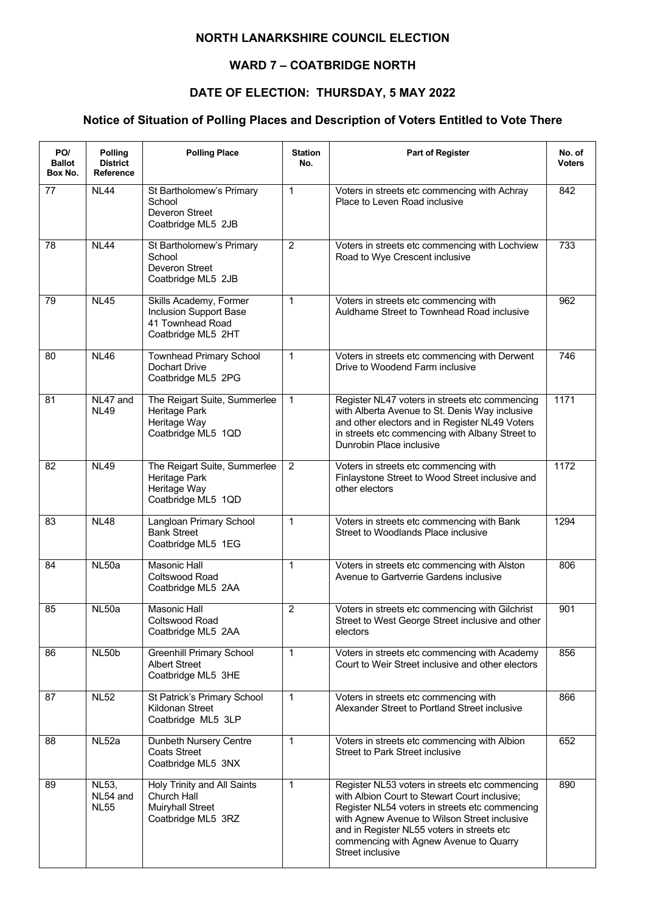# NORTH LANARKSHIRE COUNCIL ELECTION

## WARD 7 – COATBRIDGE NORTH

## DATE OF ELECTION: THURSDAY, 5 MAY 2022

### Notice of Situation of Polling Places and Description of Voters Entitled to Vote There

| PO/ Ballot Box No. | Polling District Reference | Polling Place | Station No. | Part of Register | No. of Voters |
|---|---|---|---|---|---|
| 77 | NL44 | St Bartholomew's Primary School Deveron Street Coatbridge ML5 2JB | 1 | Voters in streets etc commencing with Achray Place to Leven Road inclusive | 842 |
| 78 | NL44 | St Bartholomew's Primary School Deveron Street Coatbridge ML5 2JB | 2 | Voters in streets etc commencing with Lochview Road to Wye Crescent inclusive | 733 |
| 79 | NL45 | Skills Academy, Former Inclusion Support Base 41 Townhead Road Coatbridge ML5 2HT | 1 | Voters in streets etc commencing with Auldhame Street to Townhead Road inclusive | 962 |
| 80 | NL46 | Townhead Primary School Dochart Drive Coatbridge ML5 2PG | 1 | Voters in streets etc commencing with Derwent Drive to Woodend Farm inclusive | 746 |
| 81 | NL47 and NL49 | The Reigart Suite, Summerlee Heritage Park Heritage Way Coatbridge ML5 1QD | 1 | Register NL47 voters in streets etc commencing with Alberta Avenue to St. Denis Way inclusive and other electors and in Register NL49 Voters in streets etc commencing with Albany Street to Dunrobin Place inclusive | 1171 |
| 82 | NL49 | The Reigart Suite, Summerlee Heritage Park Heritage Way Coatbridge ML5 1QD | 2 | Voters in streets etc commencing with Finlaystone Street to Wood Street inclusive and other electors | 1172 |
| 83 | NL48 | Langloan Primary School Bank Street Coatbridge ML5 1EG | 1 | Voters in streets etc commencing with Bank Street to Woodlands Place inclusive | 1294 |
| 84 | NL50a | Masonic Hall Coltswood Road Coatbridge ML5 2AA | 1 | Voters in streets etc commencing with Alston Avenue to Gartverrie Gardens inclusive | 806 |
| 85 | NL50a | Masonic Hall Coltswood Road Coatbridge ML5 2AA | 2 | Voters in streets etc commencing with Gilchrist Street to West George Street inclusive and other electors | 901 |
| 86 | NL50b | Greenhill Primary School Albert Street Coatbridge ML5 3HE | 1 | Voters in streets etc commencing with Academy Court to Weir Street inclusive and other electors | 856 |
| 87 | NL52 | St Patrick's Primary School Kildonan Street Coatbridge ML5 3LP | 1 | Voters in streets etc commencing with Alexander Street to Portland Street inclusive | 866 |
| 88 | NL52a | Dunbeth Nursery Centre Coats Street Coatbridge ML5 3NX | 1 | Voters in streets etc commencing with Albion Street to Park Street inclusive | 652 |
| 89 | NL53, NL54 and NL55 | Holy Trinity and All Saints Church Hall Muiryhall Street Coatbridge ML5 3RZ | 1 | Register NL53 voters in streets etc commencing with Albion Court to Stewart Court inclusive; Register NL54 voters in streets etc commencing with Agnew Avenue to Wilson Street inclusive and in Register NL55 voters in streets etc commencing with Agnew Avenue to Quarry Street inclusive | 890 |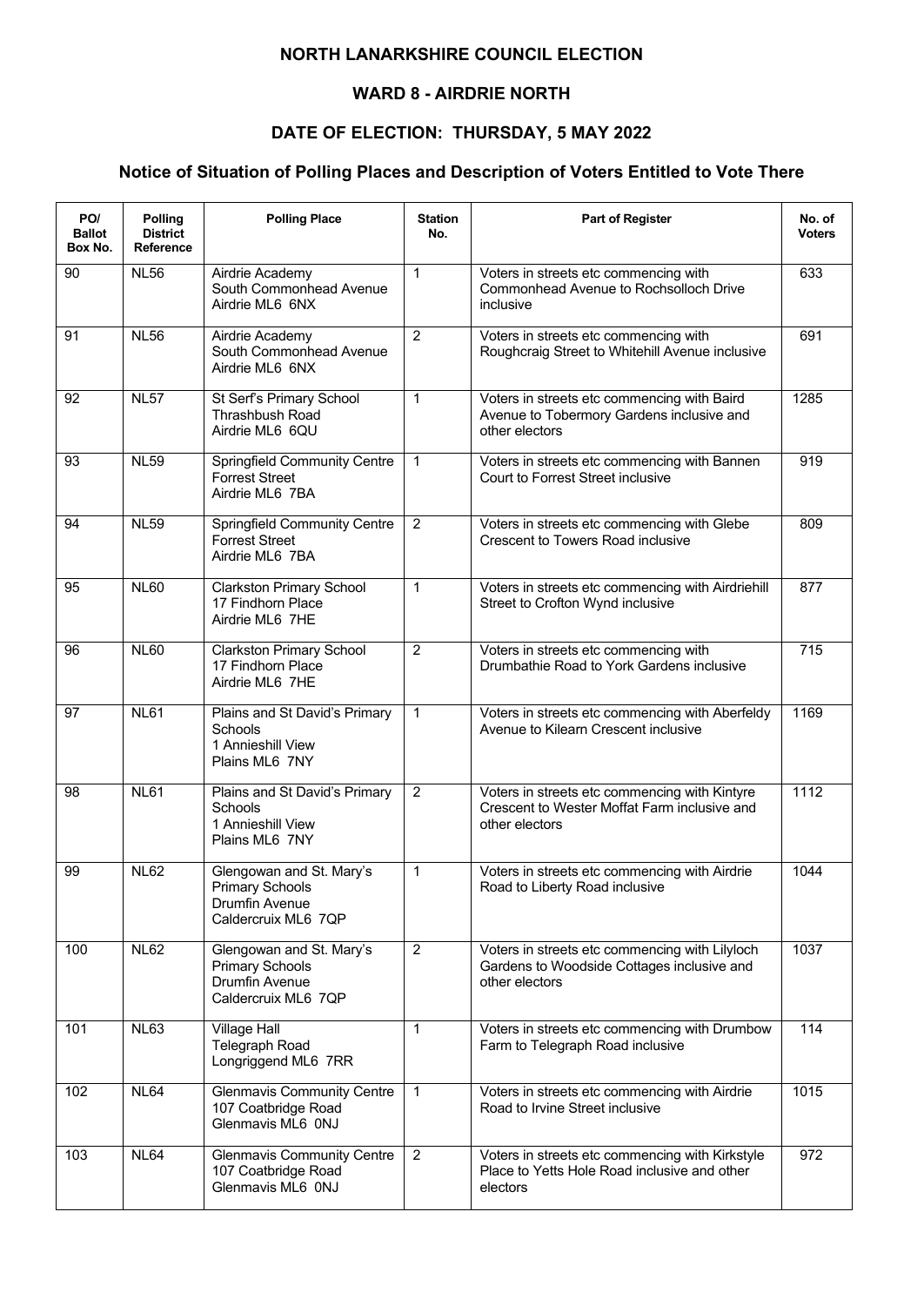# NORTH LANARKSHIRE COUNCIL ELECTION

## WARD 8 - AIRDRIE NORTH

## DATE OF ELECTION: THURSDAY, 5 MAY 2022

## Notice of Situation of Polling Places and Description of Voters Entitled to Vote There

| PO/ Ballot Box No. | Polling District Reference | Polling Place | Station No. | Part of Register | No. of Voters |
|---|---|---|---|---|---|
| 90 | NL56 | Airdrie Academy South Commonhead Avenue Airdrie ML6 6NX | 1 | Voters in streets etc commencing with Commonhead Avenue to Rochsolloch Drive inclusive | 633 |
| 91 | NL56 | Airdrie Academy South Commonhead Avenue Airdrie ML6 6NX | 2 | Voters in streets etc commencing with Roughcraig Street to Whitehill Avenue inclusive | 691 |
| 92 | NL57 | St Serf's Primary School Thrashbush Road Airdrie ML6 6QU | 1 | Voters in streets etc commencing with Baird Avenue to Tobermory Gardens inclusive and other electors | 1285 |
| 93 | NL59 | Springfield Community Centre Forrest Street Airdrie ML6 7BA | 1 | Voters in streets etc commencing with Bannen Court to Forrest Street inclusive | 919 |
| 94 | NL59 | Springfield Community Centre Forrest Street Airdrie ML6 7BA | 2 | Voters in streets etc commencing with Glebe Crescent to Towers Road inclusive | 809 |
| 95 | NL60 | Clarkston Primary School 17 Findhorn Place Airdrie ML6 7HE | 1 | Voters in streets etc commencing with Airdriehill Street to Crofton Wynd inclusive | 877 |
| 96 | NL60 | Clarkston Primary School 17 Findhorn Place Airdrie ML6 7HE | 2 | Voters in streets etc commencing with Drumbathie Road to York Gardens inclusive | 715 |
| 97 | NL61 | Plains and St David's Primary Schools 1 Annieshill View Plains ML6 7NY | 1 | Voters in streets etc commencing with Aberfeldy Avenue to Kilearn Crescent inclusive | 1169 |
| 98 | NL61 | Plains and St David's Primary Schools 1 Annieshill View Plains ML6 7NY | 2 | Voters in streets etc commencing with Kintyre Crescent to Wester Moffat Farm inclusive and other electors | 1112 |
| 99 | NL62 | Glengowan and St. Mary's Primary Schools Drumfin Avenue Caldercruix ML6 7QP | 1 | Voters in streets etc commencing with Airdrie Road to Liberty Road inclusive | 1044 |
| 100 | NL62 | Glengowan and St. Mary's Primary Schools Drumfin Avenue Caldercruix ML6 7QP | 2 | Voters in streets etc commencing with Lilyloch Gardens to Woodside Cottages inclusive and other electors | 1037 |
| 101 | NL63 | Village Hall Telegraph Road Longriggend ML6 7RR | 1 | Voters in streets etc commencing with Drumbow Farm to Telegraph Road inclusive | 114 |
| 102 | NL64 | Glenmavis Community Centre 107 Coatbridge Road Glenmavis ML6 0NJ | 1 | Voters in streets etc commencing with Airdrie Road to Irvine Street inclusive | 1015 |
| 103 | NL64 | Glenmavis Community Centre 107 Coatbridge Road Glenmavis ML6 0NJ | 2 | Voters in streets etc commencing with Kirkstyle Place to Yetts Hole Road inclusive and other electors | 972 |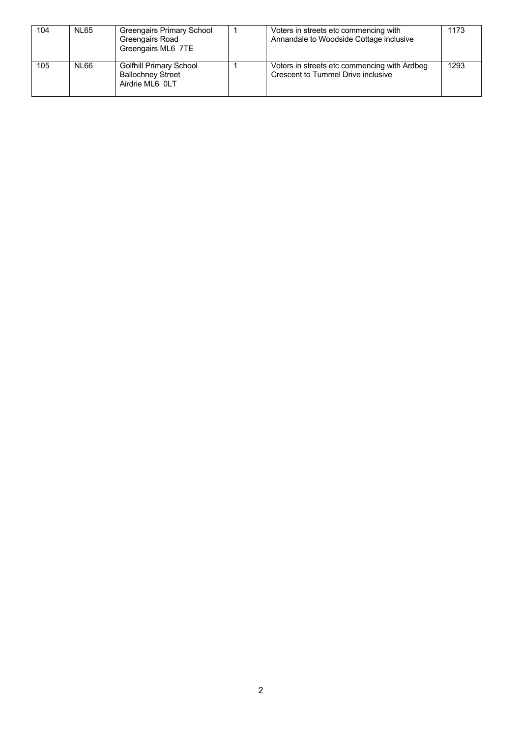| 104 | NL65 | Greengairs Primary School<br>Greengairs Road<br>Greengairs ML6 7TE | 1 | Voters in streets etc commencing with Annandale to Woodside Cottage inclusive | 1173 |
|---|---|---|---|---|---|
| 105 | NL66 | Golfhill Primary School<br>Ballochney Street<br>Airdrie ML6 0LT | 1 | Voters in streets etc commencing with Ardbeg Crescent to Tummel Drive inclusive | 1293 |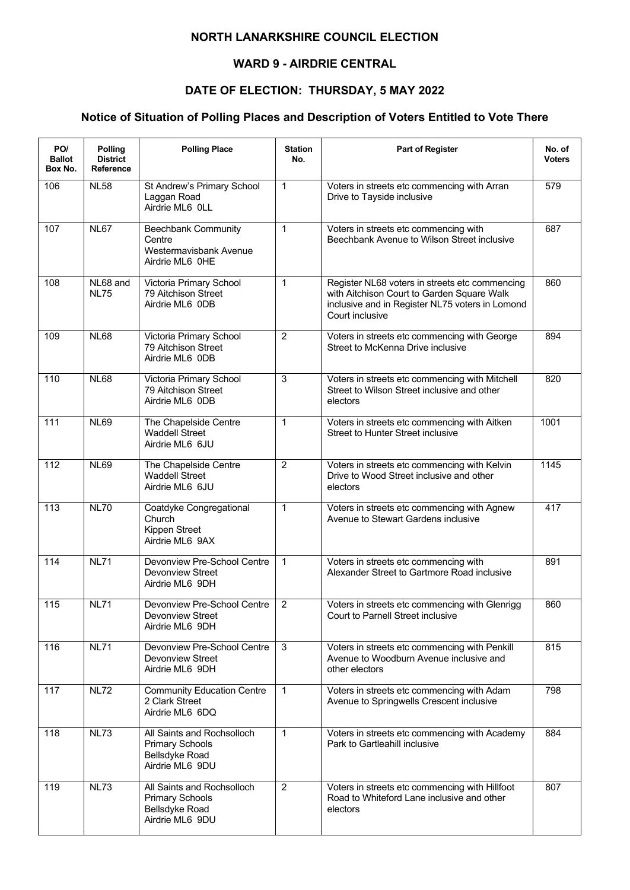# NORTH LANARKSHIRE COUNCIL ELECTION

## WARD 9 - AIRDRIE CENTRAL

## DATE OF ELECTION: THURSDAY, 5 MAY 2022

## Notice of Situation of Polling Places and Description of Voters Entitled to Vote There

| PO/ Ballot Box No. | Polling District Reference | Polling Place | Station No. | Part of Register | No. of Voters |
|---|---|---|---|---|---|
| 106 | NL58 | St Andrew's Primary School Laggan Road Airdrie ML6 0LL | 1 | Voters in streets etc commencing with Arran Drive to Tayside inclusive | 579 |
| 107 | NL67 | Beechbank Community Centre Westermavisbank Avenue Airdrie ML6 0HE | 1 | Voters in streets etc commencing with Beechbank Avenue to Wilson Street inclusive | 687 |
| 108 | NL68 and NL75 | Victoria Primary School 79 Aitchison Street Airdrie ML6 0DB | 1 | Register NL68 voters in streets etc commencing with Aitchison Court to Garden Square Walk inclusive and in Register NL75 voters in Lomond Court inclusive | 860 |
| 109 | NL68 | Victoria Primary School 79 Aitchison Street Airdrie ML6 0DB | 2 | Voters in streets etc commencing with George Street to McKenna Drive inclusive | 894 |
| 110 | NL68 | Victoria Primary School 79 Aitchison Street Airdrie ML6 0DB | 3 | Voters in streets etc commencing with Mitchell Street to Wilson Street inclusive and other electors | 820 |
| 111 | NL69 | The Chapelside Centre Waddell Street Airdrie ML6 6JU | 1 | Voters in streets etc commencing with Aitken Street to Hunter Street inclusive | 1001 |
| 112 | NL69 | The Chapelside Centre Waddell Street Airdrie ML6 6JU | 2 | Voters in streets etc commencing with Kelvin Drive to Wood Street inclusive and other electors | 1145 |
| 113 | NL70 | Coatdyke Congregational Church Kippen Street Airdrie ML6 9AX | 1 | Voters in streets etc commencing with Agnew Avenue to Stewart Gardens inclusive | 417 |
| 114 | NL71 | Devonview Pre-School Centre Devonview Street Airdrie ML6 9DH | 1 | Voters in streets etc commencing with Alexander Street to Gartmore Road inclusive | 891 |
| 115 | NL71 | Devonview Pre-School Centre Devonview Street Airdrie ML6 9DH | 2 | Voters in streets etc commencing with Glenrigg Court to Parnell Street inclusive | 860 |
| 116 | NL71 | Devonview Pre-School Centre Devonview Street Airdrie ML6 9DH | 3 | Voters in streets etc commencing with Penkill Avenue to Woodburn Avenue inclusive and other electors | 815 |
| 117 | NL72 | Community Education Centre 2 Clark Street Airdrie ML6 6DQ | 1 | Voters in streets etc commencing with Adam Avenue to Springwells Crescent inclusive | 798 |
| 118 | NL73 | All Saints and Rochsolloch Primary Schools Bellsdyke Road Airdrie ML6 9DU | 1 | Voters in streets etc commencing with Academy Park to Gartleahill inclusive | 884 |
| 119 | NL73 | All Saints and Rochsolloch Primary Schools Bellsdyke Road Airdrie ML6 9DU | 2 | Voters in streets etc commencing with Hillfoot Road to Whiteford Lane inclusive and other electors | 807 |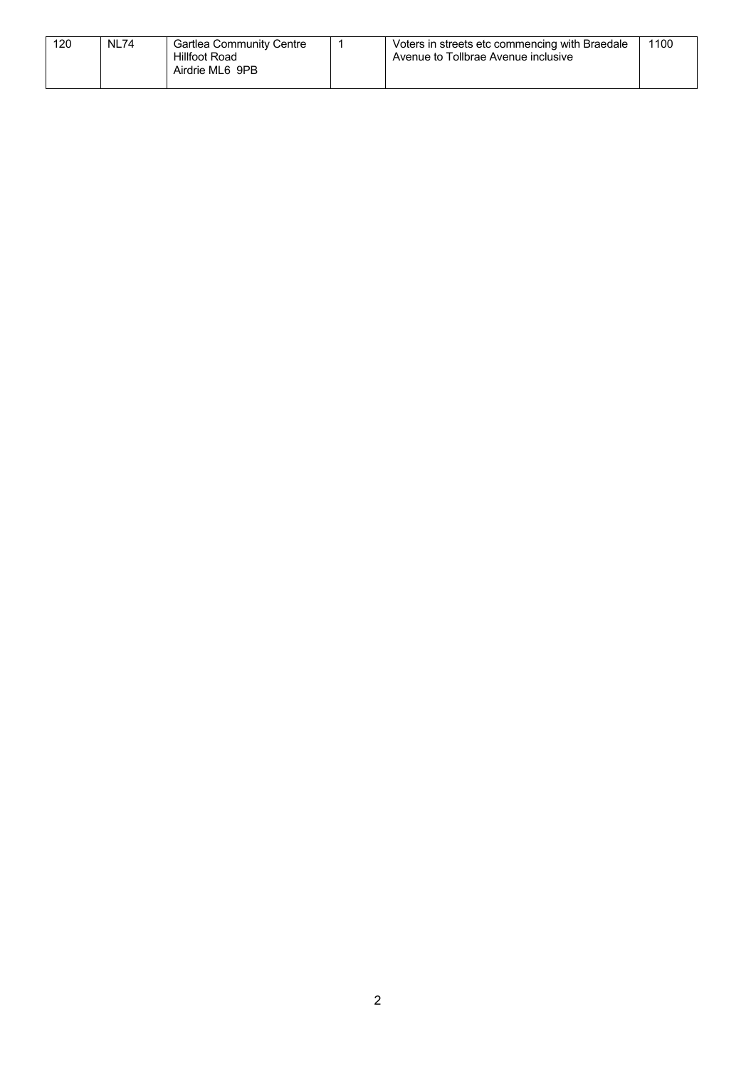| 120 | NL74 | Gartlea Community Centre<br>Hillfoot Road<br>Airdrie ML6 9PB | 1 | Voters in streets etc commencing with Braedale Avenue to Tollbrae Avenue inclusive | 1100 |
|---|---|---|---|---|---|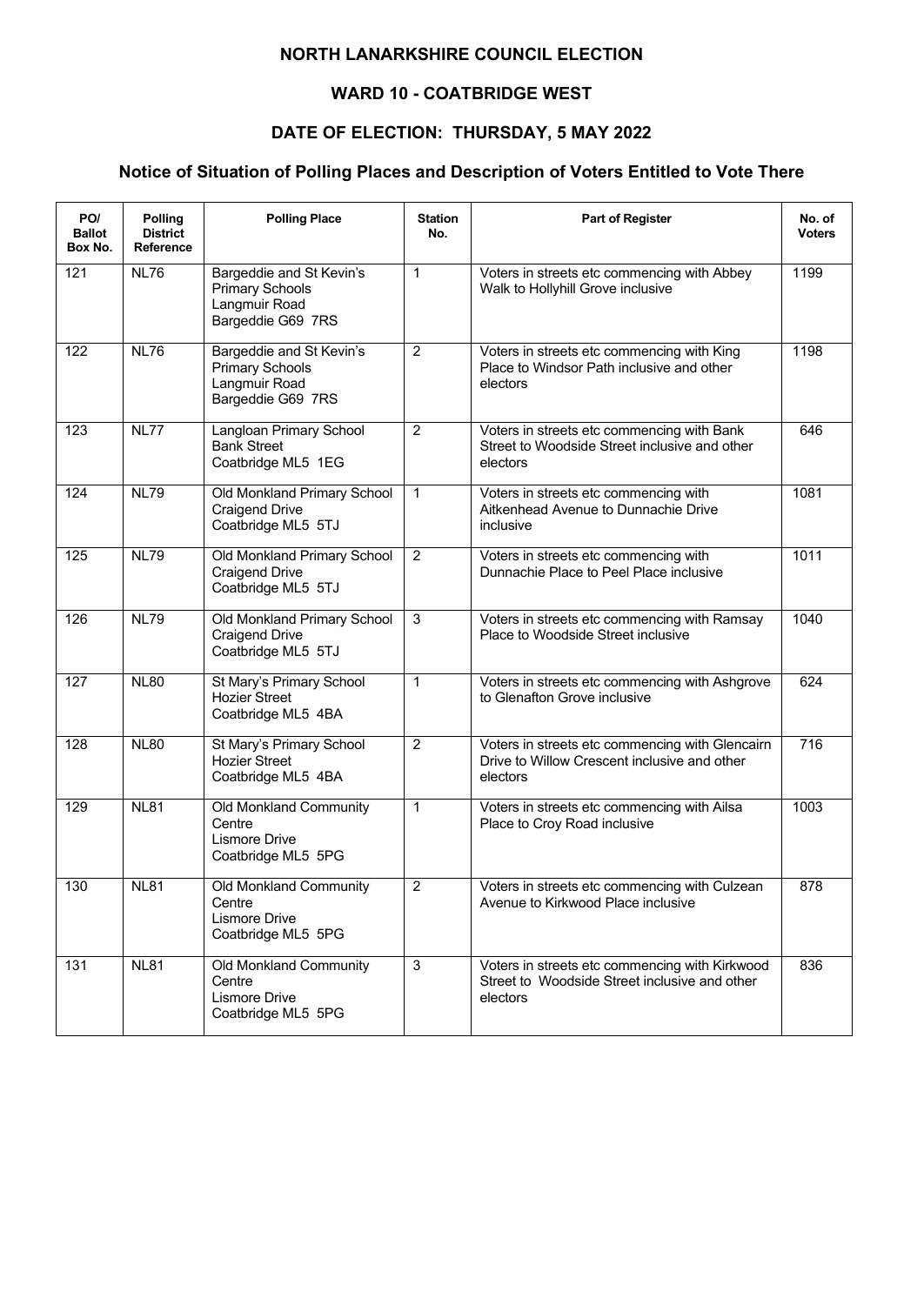# NORTH LANARKSHIRE COUNCIL ELECTION

## WARD 10 - COATBRIDGE WEST

## DATE OF ELECTION: THURSDAY, 5 MAY 2022

### Notice of Situation of Polling Places and Description of Voters Entitled to Vote There

| PO/ Ballot Box No. | Polling District Reference | Polling Place | Station No. | Part of Register | No. of Voters |
|---|---|---|---|---|---|
| 121 | NL76 | Bargeddie and St Kevin's Primary Schools Langmuir Road Bargeddie G69 7RS | 1 | Voters in streets etc commencing with Abbey Walk to Hollyhill Grove inclusive | 1199 |
| 122 | NL76 | Bargeddie and St Kevin's Primary Schools Langmuir Road Bargeddie G69 7RS | 2 | Voters in streets etc commencing with King Place to Windsor Path inclusive and other electors | 1198 |
| 123 | NL77 | Langloan Primary School Bank Street Coatbridge ML5 1EG | 2 | Voters in streets etc commencing with Bank Street to Woodside Street inclusive and other electors | 646 |
| 124 | NL79 | Old Monkland Primary School Craigend Drive Coatbridge ML5 5TJ | 1 | Voters in streets etc commencing with Aitkenhead Avenue to Dunnachie Drive inclusive | 1081 |
| 125 | NL79 | Old Monkland Primary School Craigend Drive Coatbridge ML5 5TJ | 2 | Voters in streets etc commencing with Dunnachie Place to Peel Place inclusive | 1011 |
| 126 | NL79 | Old Monkland Primary School Craigend Drive Coatbridge ML5 5TJ | 3 | Voters in streets etc commencing with Ramsay Place to Woodside Street inclusive | 1040 |
| 127 | NL80 | St Mary's Primary School Hozier Street Coatbridge ML5 4BA | 1 | Voters in streets etc commencing with Ashgrove to Glenafton Grove inclusive | 624 |
| 128 | NL80 | St Mary's Primary School Hozier Street Coatbridge ML5 4BA | 2 | Voters in streets etc commencing with Glencairn Drive to Willow Crescent inclusive and other electors | 716 |
| 129 | NL81 | Old Monkland Community Centre Lismore Drive Coatbridge ML5 5PG | 1 | Voters in streets etc commencing with Ailsa Place to Croy Road inclusive | 1003 |
| 130 | NL81 | Old Monkland Community Centre Lismore Drive Coatbridge ML5 5PG | 2 | Voters in streets etc commencing with Culzean Avenue to Kirkwood Place inclusive | 878 |
| 131 | NL81 | Old Monkland Community Centre Lismore Drive Coatbridge ML5 5PG | 3 | Voters in streets etc commencing with Kirkwood Street to Woodside Street inclusive and other electors | 836 |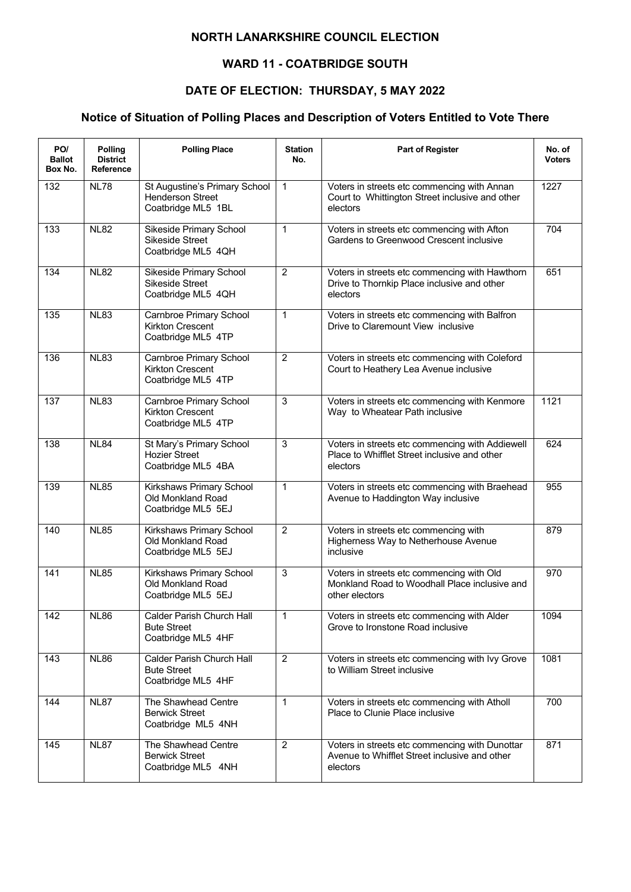# NORTH LANARKSHIRE COUNCIL ELECTION

## WARD 11 - COATBRIDGE SOUTH

## DATE OF ELECTION: THURSDAY, 5 MAY 2022

## Notice of Situation of Polling Places and Description of Voters Entitled to Vote There

| PO/ Ballot Box No. | Polling District Reference | Polling Place | Station No. | Part of Register | No. of Voters |
|---|---|---|---|---|---|
| 132 | NL78 | St Augustine's Primary School Henderson Street Coatbridge ML5 1BL | 1 | Voters in streets etc commencing with Annan Court to Whittington Street inclusive and other electors | 1227 |
| 133 | NL82 | Sikeside Primary School Sikeside Street Coatbridge ML5 4QH | 1 | Voters in streets etc commencing with Afton Gardens to Greenwood Crescent inclusive | 704 |
| 134 | NL82 | Sikeside Primary School Sikeside Street Coatbridge ML5 4QH | 2 | Voters in streets etc commencing with Hawthorn Drive to Thornkip Place inclusive and other electors | 651 |
| 135 | NL83 | Carnbroe Primary School Kirkton Crescent Coatbridge ML5 4TP | 1 | Voters in streets etc commencing with Balfron Drive to Claremount View inclusive | |
| 136 | NL83 | Carnbroe Primary School Kirkton Crescent Coatbridge ML5 4TP | 2 | Voters in streets etc commencing with Coleford Court to Heathery Lea Avenue inclusive | |
| 137 | NL83 | Carnbroe Primary School Kirkton Crescent Coatbridge ML5 4TP | 3 | Voters in streets etc commencing with Kenmore Way to Wheatear Path inclusive | 1121 |
| 138 | NL84 | St Mary's Primary School Hozier Street Coatbridge ML5 4BA | 3 | Voters in streets etc commencing with Addiewell Place to Whifflet Street inclusive and other electors | 624 |
| 139 | NL85 | Kirkshaws Primary School Old Monkland Road Coatbridge ML5 5EJ | 1 | Voters in streets etc commencing with Braehead Avenue to Haddington Way inclusive | 955 |
| 140 | NL85 | Kirkshaws Primary School Old Monkland Road Coatbridge ML5 5EJ | 2 | Voters in streets etc commencing with Higherness Way to Netherhouse Avenue inclusive | 879 |
| 141 | NL85 | Kirkshaws Primary School Old Monkland Road Coatbridge ML5 5EJ | 3 | Voters in streets etc commencing with Old Monkland Road to Woodhall Place inclusive and other electors | 970 |
| 142 | NL86 | Calder Parish Church Hall Bute Street Coatbridge ML5 4HF | 1 | Voters in streets etc commencing with Alder Grove to Ironstone Road inclusive | 1094 |
| 143 | NL86 | Calder Parish Church Hall Bute Street Coatbridge ML5 4HF | 2 | Voters in streets etc commencing with Ivy Grove to William Street inclusive | 1081 |
| 144 | NL87 | The Shawhead Centre Berwick Street Coatbridge ML5 4NH | 1 | Voters in streets etc commencing with Atholl Place to Clunie Place inclusive | 700 |
| 145 | NL87 | The Shawhead Centre Berwick Street Coatbridge ML5 4NH | 2 | Voters in streets etc commencing with Dunottar Avenue to Whifflet Street inclusive and other electors | 871 |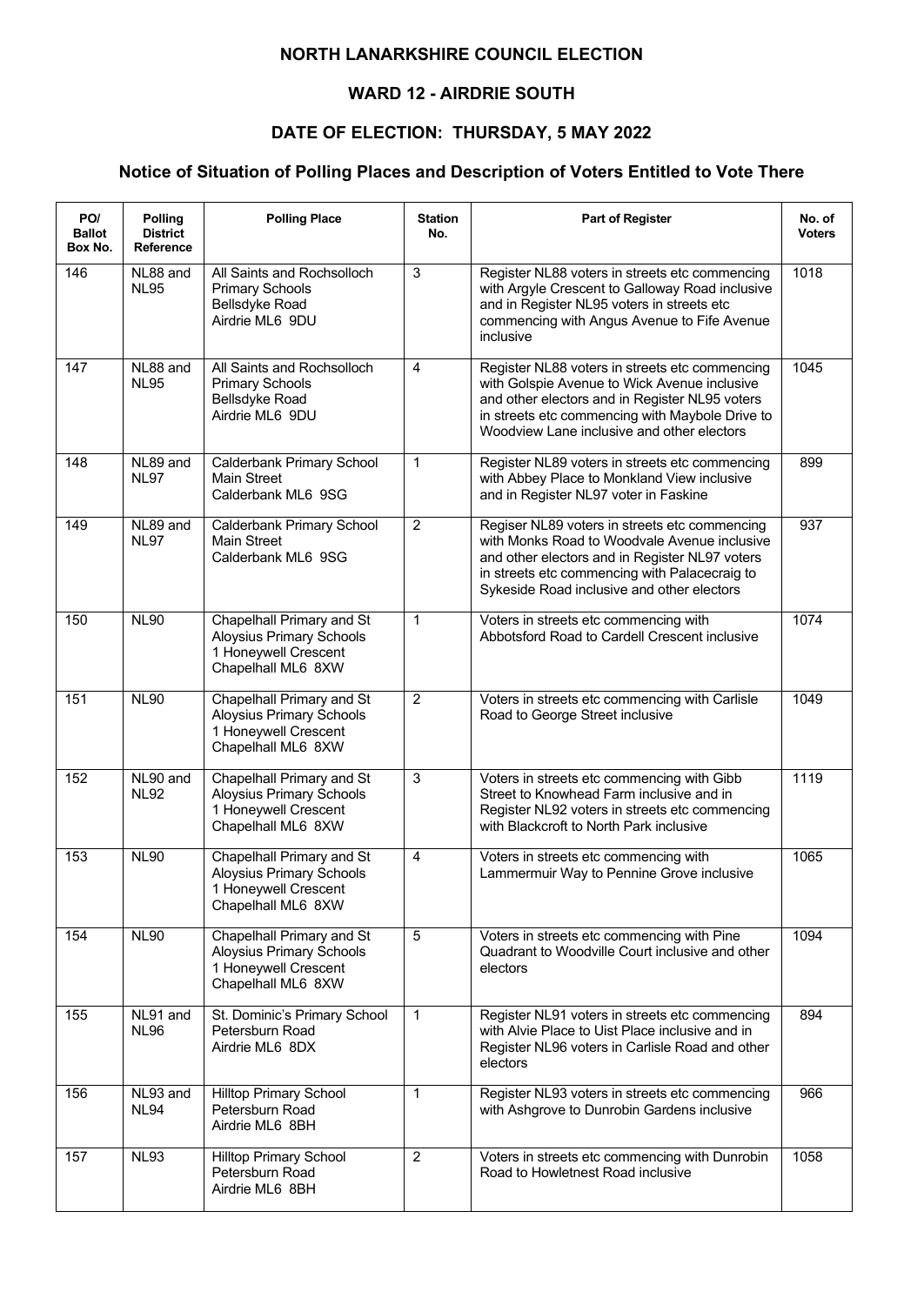# NORTH LANARKSHIRE COUNCIL ELECTION

## WARD 12 - AIRDRIE SOUTH

## DATE OF ELECTION: THURSDAY, 5 MAY 2022

### Notice of Situation of Polling Places and Description of Voters Entitled to Vote There

| PO/ Ballot Box No. | Polling District Reference | Polling Place | Station No. | Part of Register | No. of Voters |
|---|---|---|---|---|---|
| 146 | NL88 and NL95 | All Saints and Rochsolloch Primary Schools Bellsdyke Road Airdrie ML6 9DU | 3 | Register NL88 voters in streets etc commencing with Argyle Crescent to Galloway Road inclusive and in Register NL95 voters in streets etc commencing with Angus Avenue to Fife Avenue inclusive | 1018 |
| 147 | NL88 and NL95 | All Saints and Rochsolloch Primary Schools Bellsdyke Road Airdrie ML6 9DU | 4 | Register NL88 voters in streets etc commencing with Golspie Avenue to Wick Avenue inclusive and other electors and in Register NL95 voters in streets etc commencing with Maybole Drive to Woodview Lane inclusive and other electors | 1045 |
| 148 | NL89 and NL97 | Calderbank Primary School Main Street Calderbank ML6 9SG | 1 | Register NL89 voters in streets etc commencing with Abbey Place to Monkland View inclusive and in Register NL97 voter in Faskine | 899 |
| 149 | NL89 and NL97 | Calderbank Primary School Main Street Calderbank ML6 9SG | 2 | Regiser NL89 voters in streets etc commencing with Monks Road to Woodvale Avenue inclusive and other electors and in Register NL97 voters in streets etc commencing with Palacecraig to Sykeside Road inclusive and other electors | 937 |
| 150 | NL90 | Chapelhall Primary and St Aloysius Primary Schools 1 Honeywell Crescent Chapelhall ML6 8XW | 1 | Voters in streets etc commencing with Abbotsford Road to Cardell Crescent inclusive | 1074 |
| 151 | NL90 | Chapelhall Primary and St Aloysius Primary Schools 1 Honeywell Crescent Chapelhall ML6 8XW | 2 | Voters in streets etc commencing with Carlisle Road to George Street inclusive | 1049 |
| 152 | NL90 and NL92 | Chapelhall Primary and St Aloysius Primary Schools 1 Honeywell Crescent Chapelhall ML6 8XW | 3 | Voters in streets etc commencing with Gibb Street to Knowhead Farm inclusive and in Register NL92 voters in streets etc commencing with Blackcroft to North Park inclusive | 1119 |
| 153 | NL90 | Chapelhall Primary and St Aloysius Primary Schools 1 Honeywell Crescent Chapelhall ML6 8XW | 4 | Voters in streets etc commencing with Lammermuir Way to Pennine Grove inclusive | 1065 |
| 154 | NL90 | Chapelhall Primary and St Aloysius Primary Schools 1 Honeywell Crescent Chapelhall ML6 8XW | 5 | Voters in streets etc commencing with Pine Quadrant to Woodville Court inclusive and other electors | 1094 |
| 155 | NL91 and NL96 | St. Dominic's Primary School Petersburn Road Airdrie ML6 8DX | 1 | Register NL91 voters in streets etc commencing with Alvie Place to Uist Place inclusive and in Register NL96 voters in Carlisle Road and other electors | 894 |
| 156 | NL93 and NL94 | Hilltop Primary School Petersburn Road Airdrie ML6 8BH | 1 | Register NL93 voters in streets etc commencing with Ashgrove to Dunrobin Gardens inclusive | 966 |
| 157 | NL93 | Hilltop Primary School Petersburn Road Airdrie ML6 8BH | 2 | Voters in streets etc commencing with Dunrobin Road to Howletnest Road inclusive | 1058 |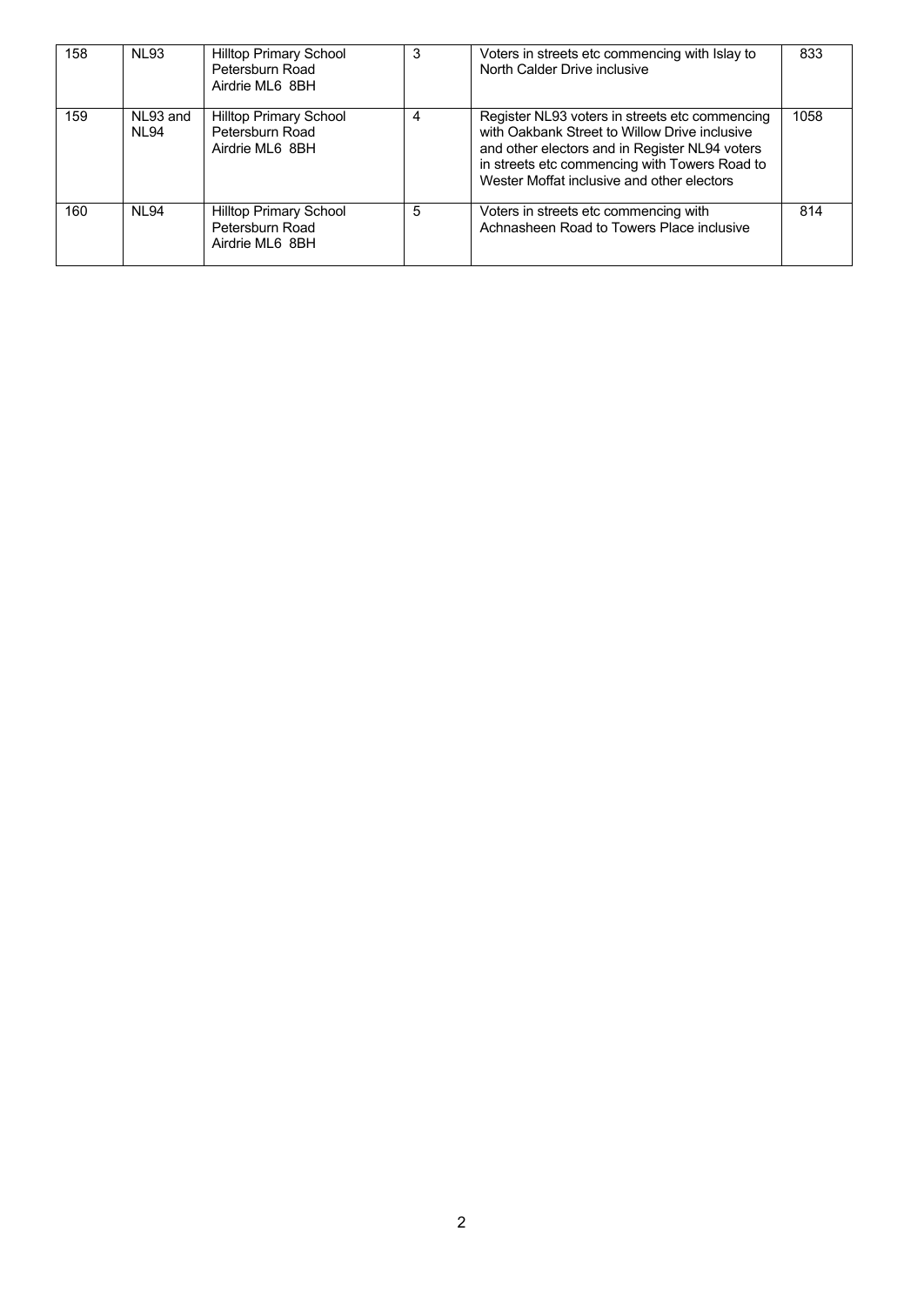| 158 | NL93 | Hilltop Primary School<br>Petersburn Road<br>Airdrie ML6 8BH | 3 | Voters in streets etc commencing with Islay to North Calder Drive inclusive | 833 |
|---|---|---|---|---|---|
| 159 | NL93 and NL94 | Hilltop Primary School<br>Petersburn Road<br>Airdrie ML6 8BH | 4 | Register NL93 voters in streets etc commencing with Oakbank Street to Willow Drive inclusive and other electors and in Register NL94 voters in streets etc commencing with Towers Road to Wester Moffat inclusive and other electors | 1058 |
| 160 | NL94 | Hilltop Primary School<br>Petersburn Road<br>Airdrie ML6 8BH | 5 | Voters in streets etc commencing with Achnasheen Road to Towers Place inclusive | 814 |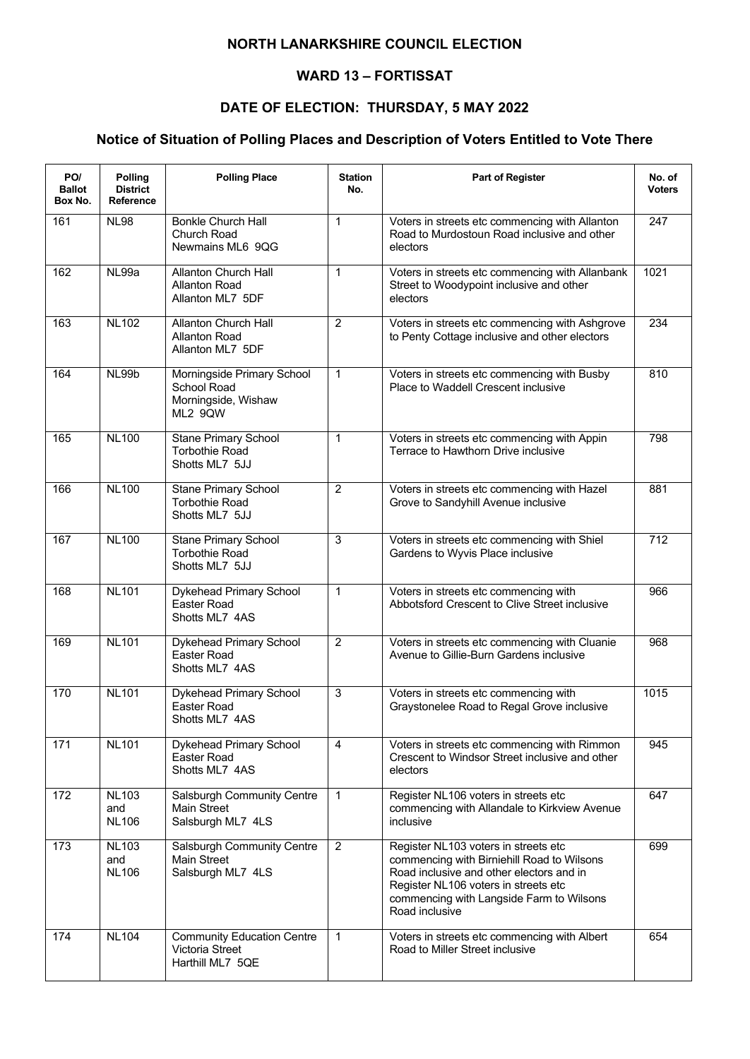**NORTH LANARKSHIRE COUNCIL ELECTION**

**WARD 13 – FORTISSAT**

**DATE OF ELECTION: THURSDAY, 5 MAY 2022**

## Notice of Situation of Polling Places and Description of Voters Entitled to Vote There

| PO/ Ballot Box No. | Polling District Reference | Polling Place | Station No. | Part of Register | No. of Voters |
|---|---|---|---|---|---|
| 161 | NL98 | Bonkle Church Hall Church Road Newmains ML6 9QG | 1 | Voters in streets etc commencing with Allanton Road to Murdostoun Road inclusive and other electors | 247 |
| 162 | NL99a | Allanton Church Hall Allanton Road Allanton ML7 5DF | 1 | Voters in streets etc commencing with Allanbank Street to Woodypoint inclusive and other electors | 1021 |
| 163 | NL102 | Allanton Church Hall Allanton Road Allanton ML7 5DF | 2 | Voters in streets etc commencing with Ashgrove to Penty Cottage inclusive and other electors | 234 |
| 164 | NL99b | Morningside Primary School School Road Morningside, Wishaw ML2 9QW | 1 | Voters in streets etc commencing with Busby Place to Waddell Crescent inclusive | 810 |
| 165 | NL100 | Stane Primary School Torbothie Road Shotts ML7 5JJ | 1 | Voters in streets etc commencing with Appin Terrace to Hawthorn Drive inclusive | 798 |
| 166 | NL100 | Stane Primary School Torbothie Road Shotts ML7 5JJ | 2 | Voters in streets etc commencing with Hazel Grove to Sandyhill Avenue inclusive | 881 |
| 167 | NL100 | Stane Primary School Torbothie Road Shotts ML7 5JJ | 3 | Voters in streets etc commencing with Shiel Gardens to Wyvis Place inclusive | 712 |
| 168 | NL101 | Dykehead Primary School Easter Road Shotts ML7 4AS | 1 | Voters in streets etc commencing with Abbotsford Crescent to Clive Street inclusive | 966 |
| 169 | NL101 | Dykehead Primary School Easter Road Shotts ML7 4AS | 2 | Voters in streets etc commencing with Cluanie Avenue to Gillie-Burn Gardens inclusive | 968 |
| 170 | NL101 | Dykehead Primary School Easter Road Shotts ML7 4AS | 3 | Voters in streets etc commencing with Graystonelee Road to Regal Grove inclusive | 1015 |
| 171 | NL101 | Dykehead Primary School Easter Road Shotts ML7 4AS | 4 | Voters in streets etc commencing with Rimmon Crescent to Windsor Street inclusive and other electors | 945 |
| 172 | NL103 and NL106 | Salsburgh Community Centre Main Street Salsburgh ML7 4LS | 1 | Register NL106 voters in streets etc commencing with Allandale to Kirkview Avenue inclusive | 647 |
| 173 | NL103 and NL106 | Salsburgh Community Centre Main Street Salsburgh ML7 4LS | 2 | Register NL103 voters in streets etc commencing with Birniehill Road to Wilsons Road inclusive and other electors and in Register NL106 voters in streets etc commencing with Langside Farm to Wilsons Road inclusive | 699 |
| 174 | NL104 | Community Education Centre Victoria Street Harthill ML7 5QE | 1 | Voters in streets etc commencing with Albert Road to Miller Street inclusive | 654 |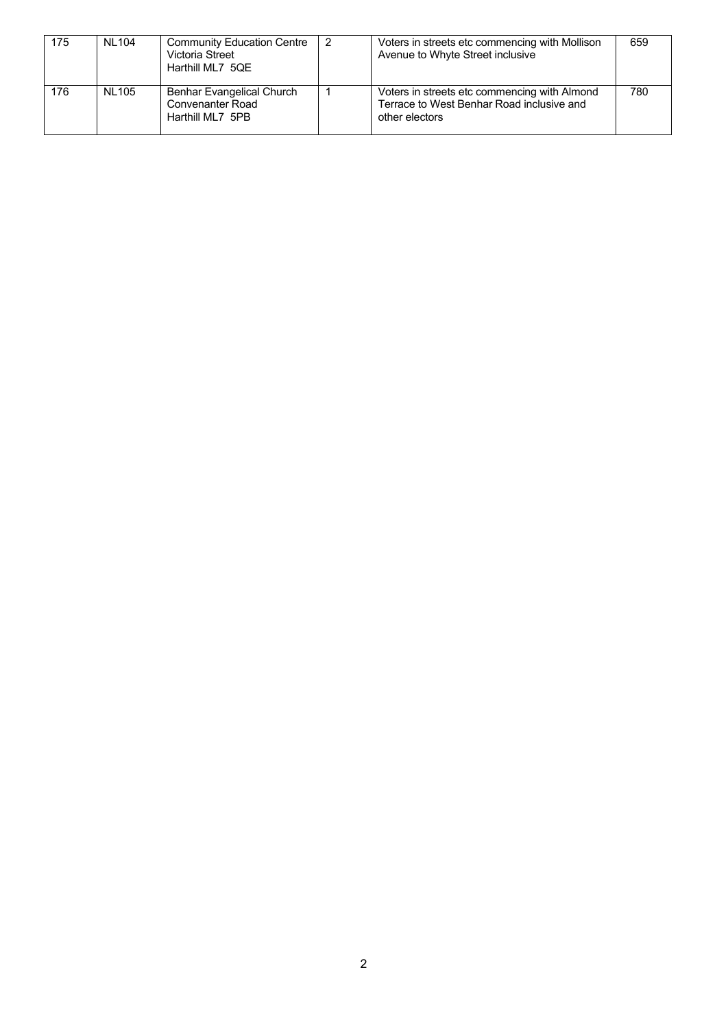| 175 | NL104 | Community Education Centre<br>Victoria Street<br>Harthill ML7 5QE | 2 | Voters in streets etc commencing with Mollison Avenue to Whyte Street inclusive | 659 |
|---|---|---|---|---|---|
| 176 | NL105 | Benhar Evangelical Church<br>Convenanter Road<br>Harthill ML7 5PB | 1 | Voters in streets etc commencing with Almond Terrace to West Benhar Road inclusive and other electors | 780 |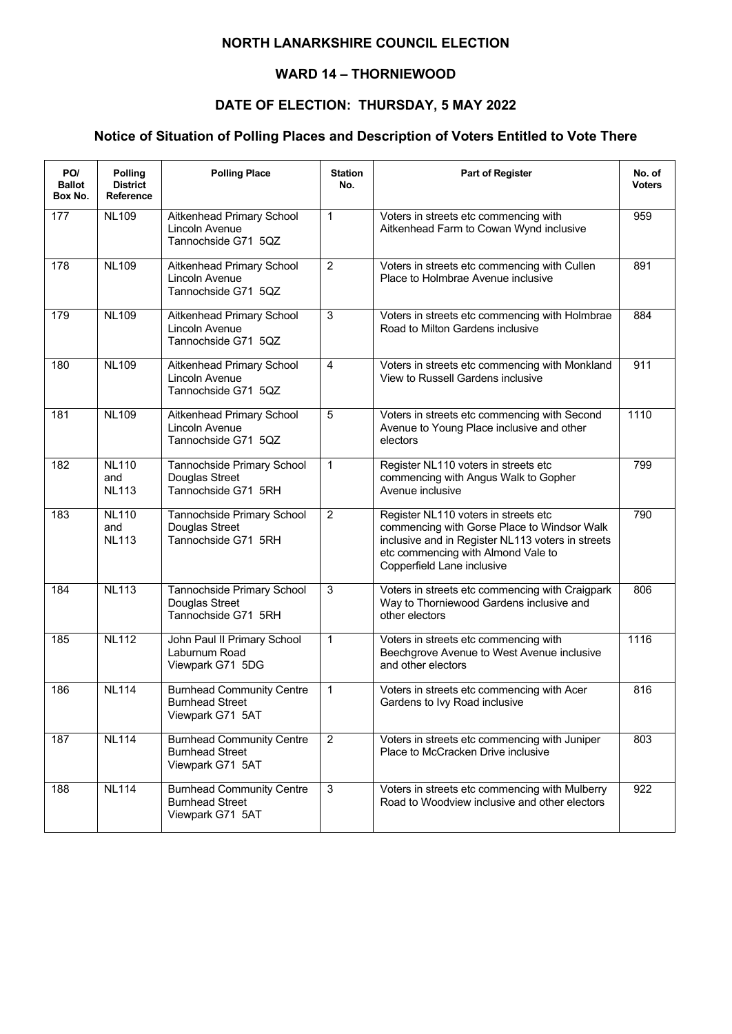# NORTH LANARKSHIRE COUNCIL ELECTION

## WARD 14 – THORNIEWOOD

## DATE OF ELECTION: THURSDAY, 5 MAY 2022

### Notice of Situation of Polling Places and Description of Voters Entitled to Vote There

| PO/ Ballot Box No. | Polling District Reference | Polling Place | Station No. | Part of Register | No. of Voters |
|---|---|---|---|---|---|
| 177 | NL109 | Aitkenhead Primary School Lincoln Avenue Tannochside G71 5QZ | 1 | Voters in streets etc commencing with Aitkenhead Farm to Cowan Wynd inclusive | 959 |
| 178 | NL109 | Aitkenhead Primary School Lincoln Avenue Tannochside G71 5QZ | 2 | Voters in streets etc commencing with Cullen Place to Holmbrae Avenue inclusive | 891 |
| 179 | NL109 | Aitkenhead Primary School Lincoln Avenue Tannochside G71 5QZ | 3 | Voters in streets etc commencing with Holmbrae Road to Milton Gardens inclusive | 884 |
| 180 | NL109 | Aitkenhead Primary School Lincoln Avenue Tannochside G71 5QZ | 4 | Voters in streets etc commencing with Monkland View to Russell Gardens inclusive | 911 |
| 181 | NL109 | Aitkenhead Primary School Lincoln Avenue Tannochside G71 5QZ | 5 | Voters in streets etc commencing with Second Avenue to Young Place inclusive and other electors | 1110 |
| 182 | NL110 and NL113 | Tannochside Primary School Douglas Street Tannochside G71 5RH | 1 | Register NL110 voters in streets etc commencing with Angus Walk to Gopher Avenue inclusive | 799 |
| 183 | NL110 and NL113 | Tannochside Primary School Douglas Street Tannochside G71 5RH | 2 | Register NL110 voters in streets etc commencing with Gorse Place to Windsor Walk inclusive and in Register NL113 voters in streets etc commencing with Almond Vale to Copperfield Lane inclusive | 790 |
| 184 | NL113 | Tannochside Primary School Douglas Street Tannochside G71 5RH | 3 | Voters in streets etc commencing with Craigpark Way to Thorniewood Gardens inclusive and other electors | 806 |
| 185 | NL112 | John Paul II Primary School Laburnum Road Viewpark G71 5DG | 1 | Voters in streets etc commencing with Beechgrove Avenue to West Avenue inclusive and other electors | 1116 |
| 186 | NL114 | Burnhead Community Centre Burnhead Street Viewpark G71 5AT | 1 | Voters in streets etc commencing with Acer Gardens to Ivy Road inclusive | 816 |
| 187 | NL114 | Burnhead Community Centre Burnhead Street Viewpark G71 5AT | 2 | Voters in streets etc commencing with Juniper Place to McCracken Drive inclusive | 803 |
| 188 | NL114 | Burnhead Community Centre Burnhead Street Viewpark G71 5AT | 3 | Voters in streets etc commencing with Mulberry Road to Woodview inclusive and other electors | 922 |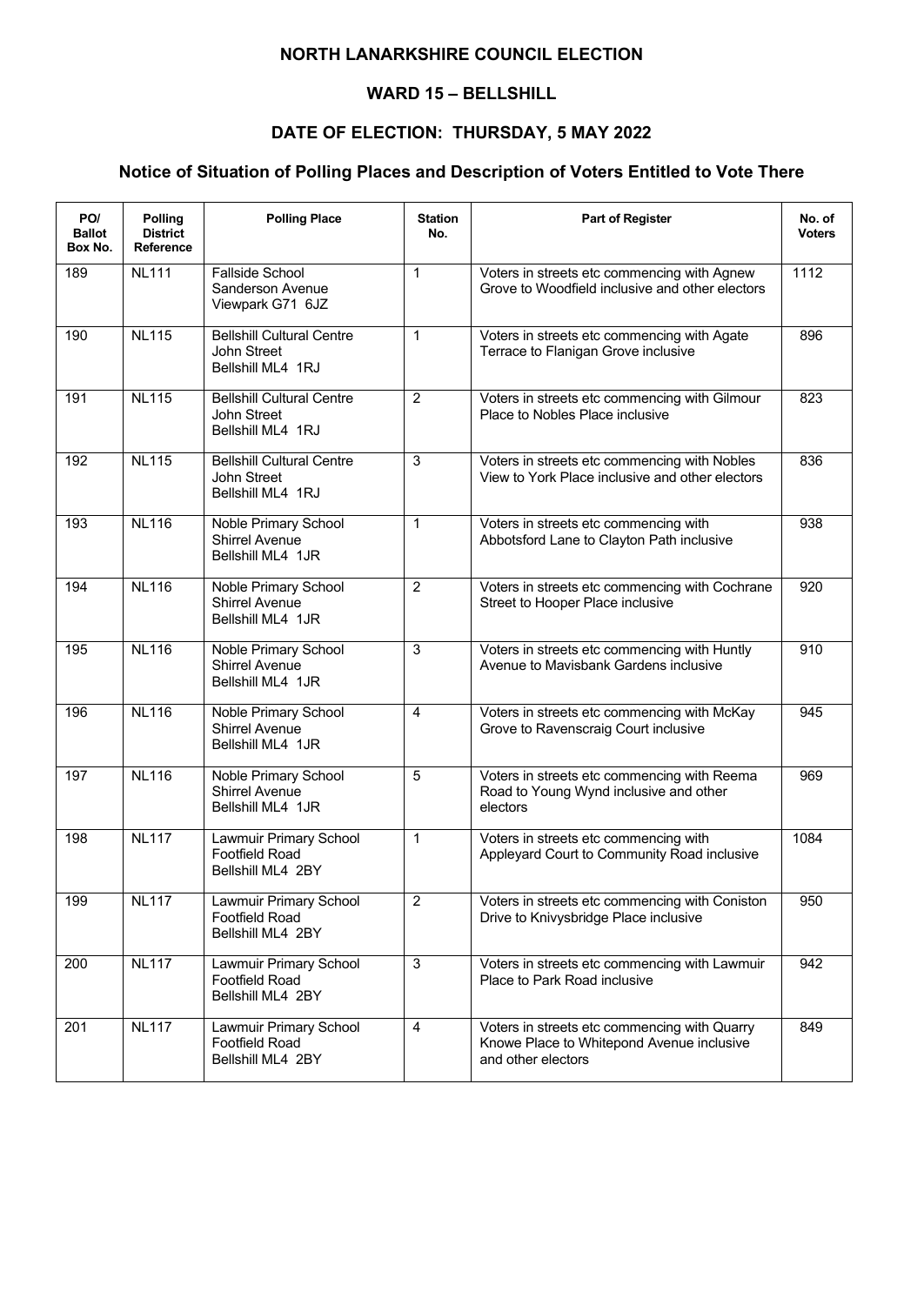# NORTH LANARKSHIRE COUNCIL ELECTION

## WARD 15 – BELLSHILL

## DATE OF ELECTION: THURSDAY, 5 MAY 2022

## Notice of Situation of Polling Places and Description of Voters Entitled to Vote There

| PO/ Ballot Box No. | Polling District Reference | Polling Place | Station No. | Part of Register | No. of Voters |
|---|---|---|---|---|---|
| 189 | NL111 | Fallside School Sanderson Avenue Viewpark G71 6JZ | 1 | Voters in streets etc commencing with Agnew Grove to Woodfield inclusive and other electors | 1112 |
| 190 | NL115 | Bellshill Cultural Centre John Street Bellshill ML4 1RJ | 1 | Voters in streets etc commencing with Agate Terrace to Flanigan Grove inclusive | 896 |
| 191 | NL115 | Bellshill Cultural Centre John Street Bellshill ML4 1RJ | 2 | Voters in streets etc commencing with Gilmour Place to Nobles Place inclusive | 823 |
| 192 | NL115 | Bellshill Cultural Centre John Street Bellshill ML4 1RJ | 3 | Voters in streets etc commencing with Nobles View to York Place inclusive and other electors | 836 |
| 193 | NL116 | Noble Primary School Shirrel Avenue Bellshill ML4 1JR | 1 | Voters in streets etc commencing with Abbotsford Lane to Clayton Path inclusive | 938 |
| 194 | NL116 | Noble Primary School Shirrel Avenue Bellshill ML4 1JR | 2 | Voters in streets etc commencing with Cochrane Street to Hooper Place inclusive | 920 |
| 195 | NL116 | Noble Primary School Shirrel Avenue Bellshill ML4 1JR | 3 | Voters in streets etc commencing with Huntly Avenue to Mavisbank Gardens inclusive | 910 |
| 196 | NL116 | Noble Primary School Shirrel Avenue Bellshill ML4 1JR | 4 | Voters in streets etc commencing with McKay Grove to Ravenscraig Court inclusive | 945 |
| 197 | NL116 | Noble Primary School Shirrel Avenue Bellshill ML4 1JR | 5 | Voters in streets etc commencing with Reema Road to Young Wynd inclusive and other electors | 969 |
| 198 | NL117 | Lawmuir Primary School Footfield Road Bellshill ML4 2BY | 1 | Voters in streets etc commencing with Appleyard Court to Community Road inclusive | 1084 |
| 199 | NL117 | Lawmuir Primary School Footfield Road Bellshill ML4 2BY | 2 | Voters in streets etc commencing with Coniston Drive to Knivysbridge Place inclusive | 950 |
| 200 | NL117 | Lawmuir Primary School Footfield Road Bellshill ML4 2BY | 3 | Voters in streets etc commencing with Lawmuir Place to Park Road inclusive | 942 |
| 201 | NL117 | Lawmuir Primary School Footfield Road Bellshill ML4 2BY | 4 | Voters in streets etc commencing with Quarry Knowe Place to Whitepond Avenue inclusive and other electors | 849 |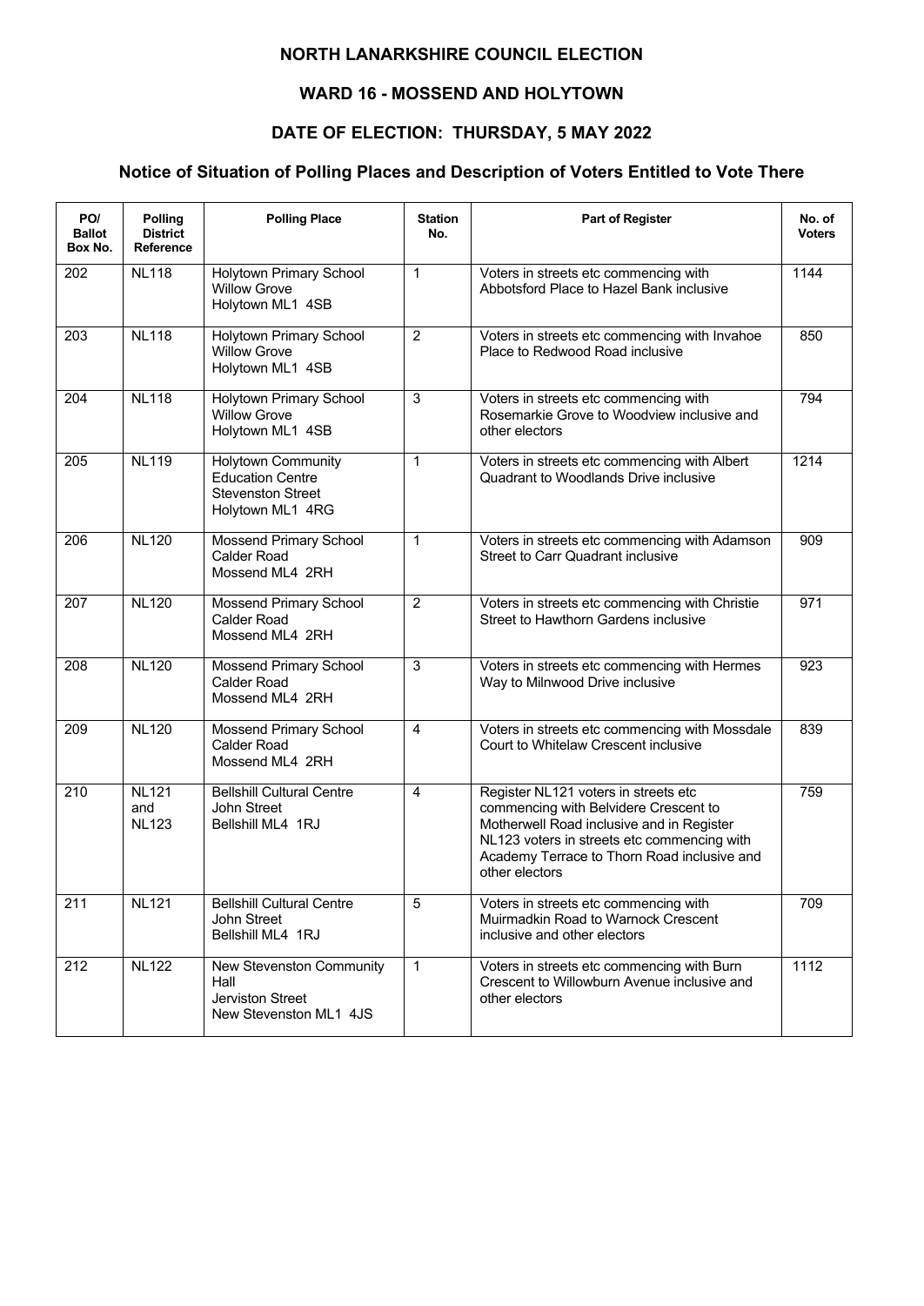# NORTH LANARKSHIRE COUNCIL ELECTION

## WARD 16 - MOSSEND AND HOLYTOWN

## DATE OF ELECTION: THURSDAY, 5 MAY 2022

### Notice of Situation of Polling Places and Description of Voters Entitled to Vote There

| PO/ Ballot Box No. | Polling District Reference | Polling Place | Station No. | Part of Register | No. of Voters |
|---|---|---|---|---|---|
| 202 | NL118 | Holytown Primary School Willow Grove Holytown ML1 4SB | 1 | Voters in streets etc commencing with Abbotsford Place to Hazel Bank inclusive | 1144 |
| 203 | NL118 | Holytown Primary School Willow Grove Holytown ML1 4SB | 2 | Voters in streets etc commencing with Invahoe Place to Redwood Road inclusive | 850 |
| 204 | NL118 | Holytown Primary School Willow Grove Holytown ML1 4SB | 3 | Voters in streets etc commencing with Rosemarkie Grove to Woodview inclusive and other electors | 794 |
| 205 | NL119 | Holytown Community Education Centre Stevenston Street Holytown ML1 4RG | 1 | Voters in streets etc commencing with Albert Quadrant to Woodlands Drive inclusive | 1214 |
| 206 | NL120 | Mossend Primary School Calder Road Mossend ML4 2RH | 1 | Voters in streets etc commencing with Adamson Street to Carr Quadrant inclusive | 909 |
| 207 | NL120 | Mossend Primary School Calder Road Mossend ML4 2RH | 2 | Voters in streets etc commencing with Christie Street to Hawthorn Gardens inclusive | 971 |
| 208 | NL120 | Mossend Primary School Calder Road Mossend ML4 2RH | 3 | Voters in streets etc commencing with Hermes Way to Milnwood Drive inclusive | 923 |
| 209 | NL120 | Mossend Primary School Calder Road Mossend ML4 2RH | 4 | Voters in streets etc commencing with Mossdale Court to Whitelaw Crescent inclusive | 839 |
| 210 | NL121 and NL123 | Bellshill Cultural Centre John Street Bellshill ML4 1RJ | 4 | Register NL121 voters in streets etc commencing with Belvidere Crescent to Motherwell Road inclusive and in Register NL123 voters in streets etc commencing with Academy Terrace to Thorn Road inclusive and other electors | 759 |
| 211 | NL121 | Bellshill Cultural Centre John Street Bellshill ML4 1RJ | 5 | Voters in streets etc commencing with Muirmadkin Road to Warnock Crescent inclusive and other electors | 709 |
| 212 | NL122 | New Stevenston Community Hall Jerviston Street New Stevenston ML1 4JS | 1 | Voters in streets etc commencing with Burn Crescent to Willowburn Avenue inclusive and other electors | 1112 |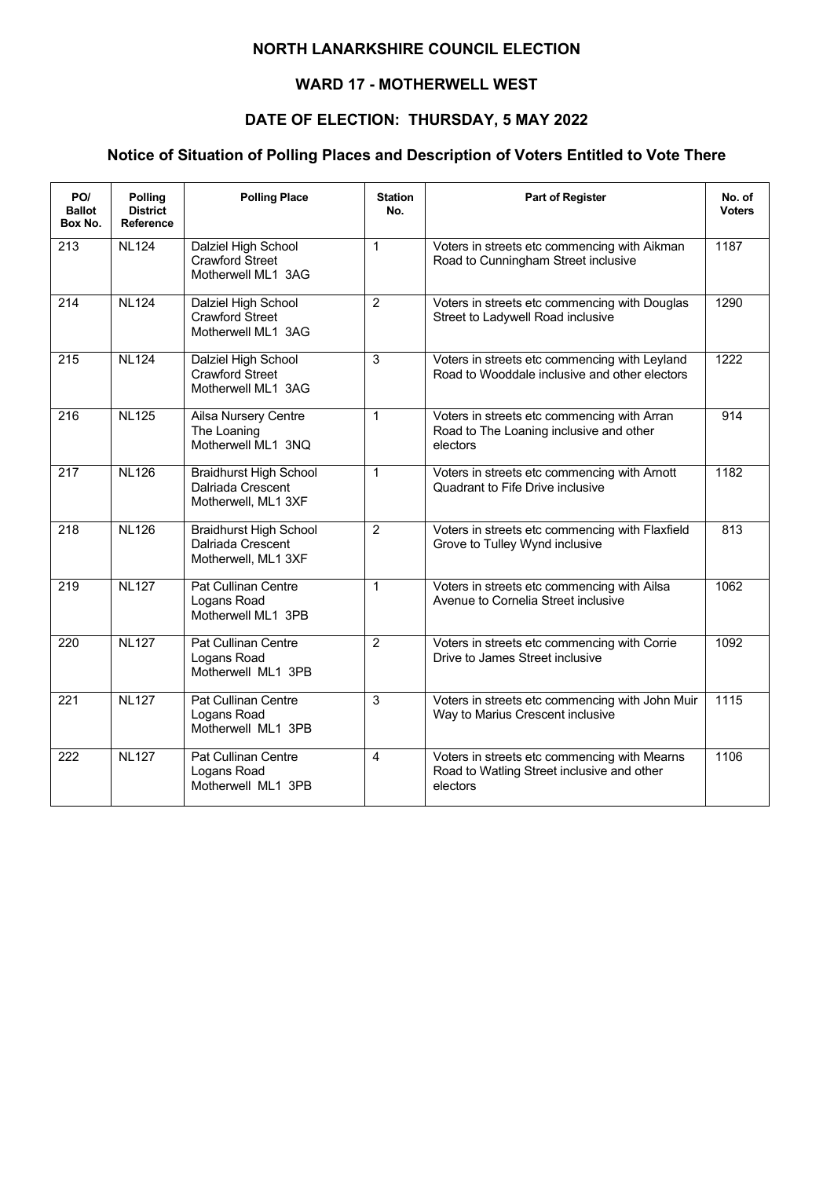# NORTH LANARKSHIRE COUNCIL ELECTION

## WARD 17 - MOTHERWELL WEST

## DATE OF ELECTION: THURSDAY, 5 MAY 2022

### Notice of Situation of Polling Places and Description of Voters Entitled to Vote There

| PO/ Ballot Box No. | Polling District Reference | Polling Place | Station No. | Part of Register | No. of Voters |
|---|---|---|---|---|---|
| 213 | NL124 | Dalziel High School<br>Crawford Street<br>Motherwell ML1 3AG | 1 | Voters in streets etc commencing with Aikman Road to Cunningham Street inclusive | 1187 |
| 214 | NL124 | Dalziel High School<br>Crawford Street<br>Motherwell ML1 3AG | 2 | Voters in streets etc commencing with Douglas Street to Ladywell Road inclusive | 1290 |
| 215 | NL124 | Dalziel High School<br>Crawford Street<br>Motherwell ML1 3AG | 3 | Voters in streets etc commencing with Leyland Road to Wooddale inclusive and other electors | 1222 |
| 216 | NL125 | Ailsa Nursery Centre<br>The Loaning<br>Motherwell ML1 3NQ | 1 | Voters in streets etc commencing with Arran Road to The Loaning inclusive and other electors | 914 |
| 217 | NL126 | Braidhurst High School<br>Dalriada Crescent<br>Motherwell, ML1 3XF | 1 | Voters in streets etc commencing with Arnott Quadrant to Fife Drive inclusive | 1182 |
| 218 | NL126 | Braidhurst High School<br>Dalriada Crescent<br>Motherwell, ML1 3XF | 2 | Voters in streets etc commencing with Flaxfield Grove to Tulley Wynd inclusive | 813 |
| 219 | NL127 | Pat Cullinan Centre<br>Logans Road<br>Motherwell ML1 3PB | 1 | Voters in streets etc commencing with Ailsa Avenue to Cornelia Street inclusive | 1062 |
| 220 | NL127 | Pat Cullinan Centre<br>Logans Road<br>Motherwell ML1 3PB | 2 | Voters in streets etc commencing with Corrie Drive to James Street inclusive | 1092 |
| 221 | NL127 | Pat Cullinan Centre<br>Logans Road<br>Motherwell ML1 3PB | 3 | Voters in streets etc commencing with John Muir Way to Marius Crescent inclusive | 1115 |
| 222 | NL127 | Pat Cullinan Centre<br>Logans Road<br>Motherwell ML1 3PB | 4 | Voters in streets etc commencing with Mearns Road to Watling Street inclusive and other electors | 1106 |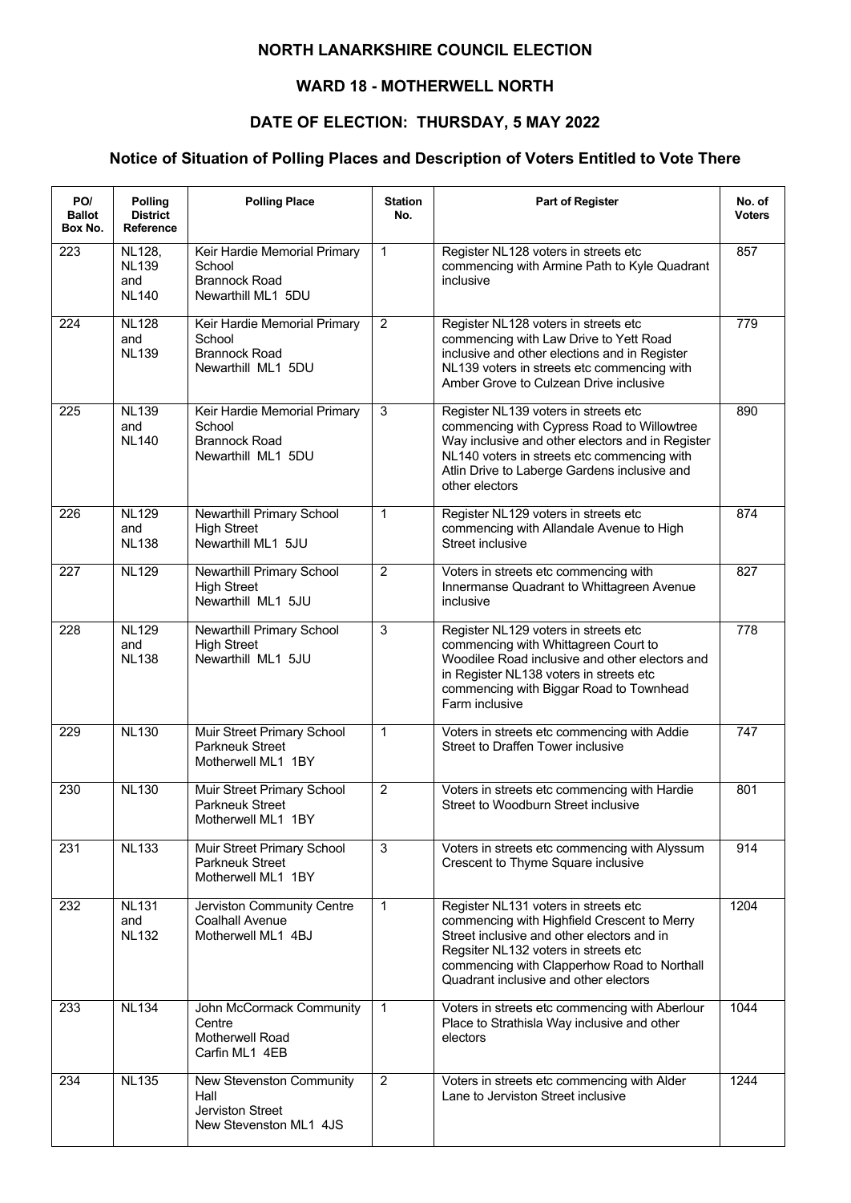# NORTH LANARKSHIRE COUNCIL ELECTION

## WARD 18 - MOTHERWELL NORTH

## DATE OF ELECTION: THURSDAY, 5 MAY 2022

## Notice of Situation of Polling Places and Description of Voters Entitled to Vote There

| PO/ Ballot Box No. | Polling District Reference | Polling Place | Station No. | Part of Register | No. of Voters |
|---|---|---|---|---|---|
| 223 | NL128, NL139 and NL140 | Keir Hardie Memorial Primary School Brannock Road Newarthill ML1 5DU | 1 | Register NL128 voters in streets etc commencing with Armine Path to Kyle Quadrant inclusive | 857 |
| 224 | NL128 and NL139 | Keir Hardie Memorial Primary School Brannock Road Newarthill ML1 5DU | 2 | Register NL128 voters in streets etc commencing with Law Drive to Yett Road inclusive and other elections and in Register NL139 voters in streets etc commencing with Amber Grove to Culzean Drive inclusive | 779 |
| 225 | NL139 and NL140 | Keir Hardie Memorial Primary School Brannock Road Newarthill ML1 5DU | 3 | Register NL139 voters in streets etc commencing with Cypress Road to Willowtree Way inclusive and other electors and in Register NL140 voters in streets etc commencing with Atlin Drive to Laberge Gardens inclusive and other electors | 890 |
| 226 | NL129 and NL138 | Newarthill Primary School High Street Newarthill ML1 5JU | 1 | Register NL129 voters in streets etc commencing with Allandale Avenue to High Street inclusive | 874 |
| 227 | NL129 | Newarthill Primary School High Street Newarthill ML1 5JU | 2 | Voters in streets etc commencing with Innermanse Quadrant to Whittagreen Avenue inclusive | 827 |
| 228 | NL129 and NL138 | Newarthill Primary School High Street Newarthill ML1 5JU | 3 | Register NL129 voters in streets etc commencing with Whittagreen Court to Woodilee Road inclusive and other electors and in Register NL138 voters in streets etc commencing with Biggar Road to Townhead Farm inclusive | 778 |
| 229 | NL130 | Muir Street Primary School Parkneuk Street Motherwell ML1 1BY | 1 | Voters in streets etc commencing with Addie Street to Draffen Tower inclusive | 747 |
| 230 | NL130 | Muir Street Primary School Parkneuk Street Motherwell ML1 1BY | 2 | Voters in streets etc commencing with Hardie Street to Woodburn Street inclusive | 801 |
| 231 | NL133 | Muir Street Primary School Parkneuk Street Motherwell ML1 1BY | 3 | Voters in streets etc commencing with Alyssum Crescent to Thyme Square inclusive | 914 |
| 232 | NL131 and NL132 | Jerviston Community Centre Coalhall Avenue Motherwell ML1 4BJ | 1 | Register NL131 voters in streets etc commencing with Highfield Crescent to Merry Street inclusive and other electors and in Regsiter NL132 voters in streets etc commencing with Clapperhow Road to Northall Quadrant inclusive and other electors | 1204 |
| 233 | NL134 | John McCormack Community Centre Motherwell Road Carfin ML1 4EB | 1 | Voters in streets etc commencing with Aberlour Place to Strathisla Way inclusive and other electors | 1044 |
| 234 | NL135 | New Stevenston Community Hall Jerviston Street New Stevenston ML1 4JS | 2 | Voters in streets etc commencing with Alder Lane to Jerviston Street inclusive | 1244 |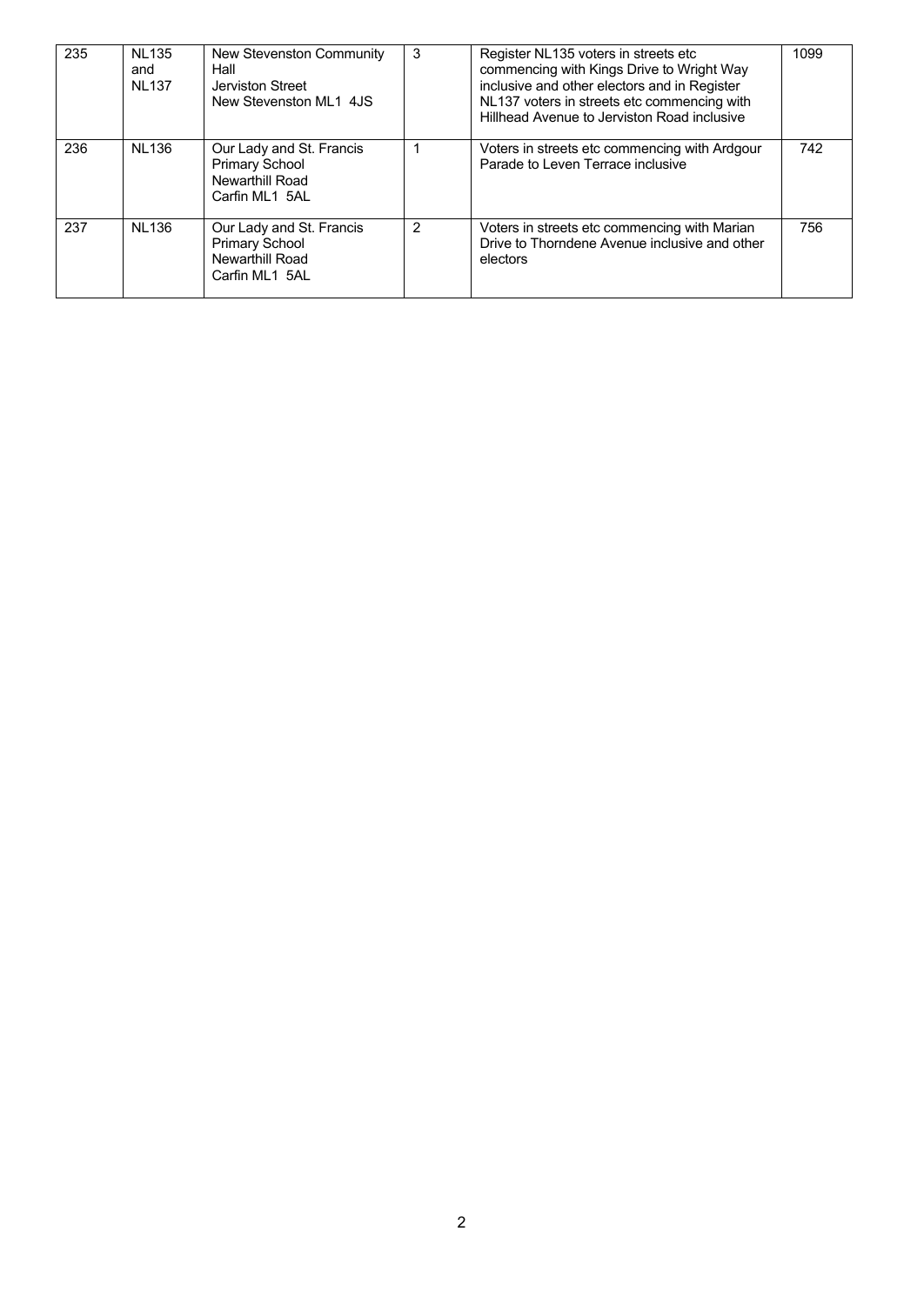| 235 | NL135 and NL137 | New Stevenston Community Hall<br>Jerviston Street<br>New Stevenston ML1 4JS | 3 | Register NL135 voters in streets etc commencing with Kings Drive to Wright Way inclusive and other electors and in Register NL137 voters in streets etc commencing with Hillhead Avenue to Jerviston Road inclusive | 1099 |
|---|---|---|---|---|---|
| 236 | NL136 | Our Lady and St. Francis Primary School<br>Newarthill Road<br>Carfin ML1 5AL | 1 | Voters in streets etc commencing with Ardgour Parade to Leven Terrace inclusive | 742 |
| 237 | NL136 | Our Lady and St. Francis Primary School<br>Newarthill Road<br>Carfin ML1 5AL | 2 | Voters in streets etc commencing with Marian Drive to Thorndene Avenue inclusive and other electors | 756 |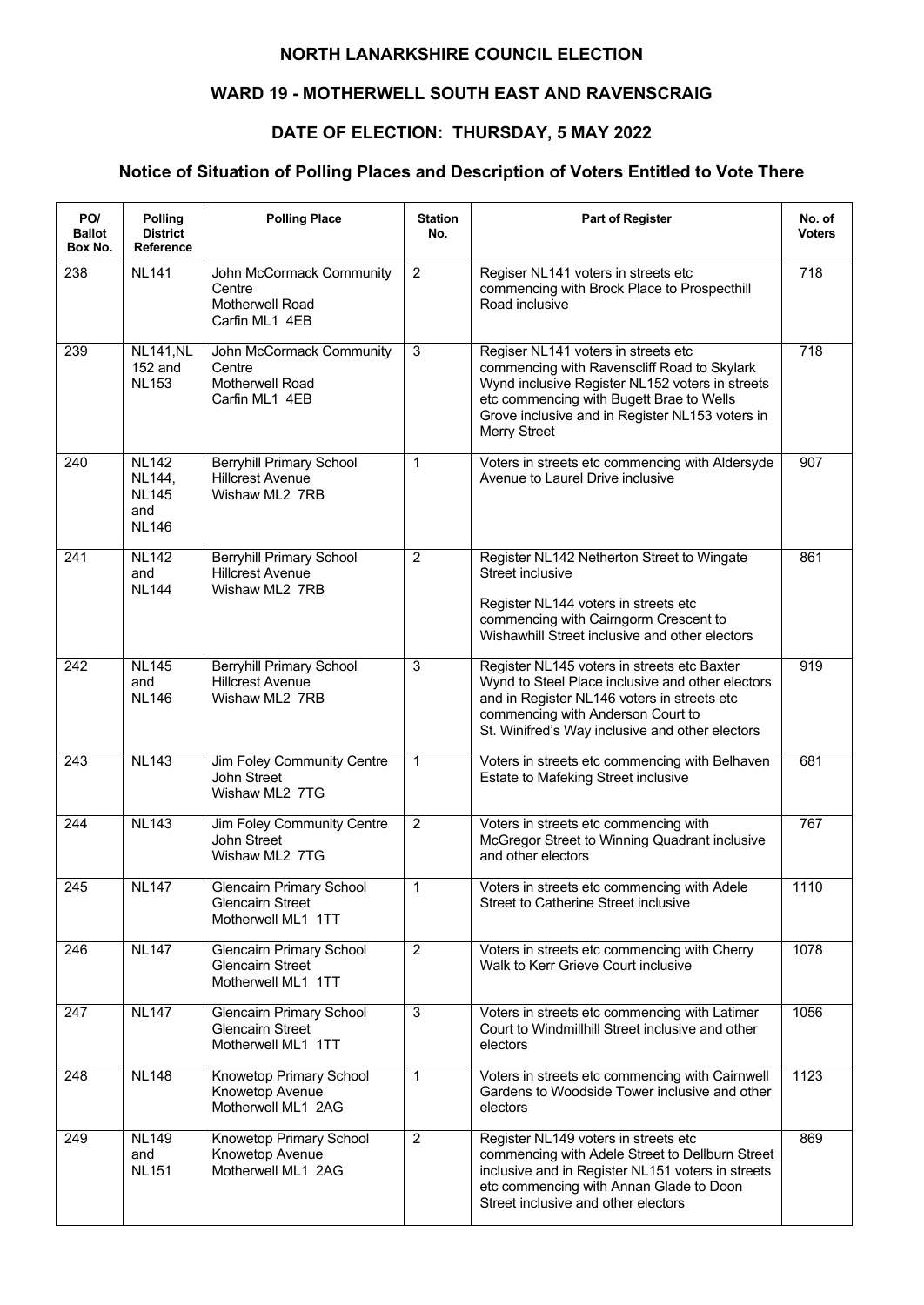# NORTH LANARKSHIRE COUNCIL ELECTION

## WARD 19 - MOTHERWELL SOUTH EAST AND RAVENSCRAIG

## DATE OF ELECTION: THURSDAY, 5 MAY 2022

### Notice of Situation of Polling Places and Description of Voters Entitled to Vote There

| PO/ Ballot Box No. | Polling District Reference | Polling Place | Station No. | Part of Register | No. of Voters |
|---|---|---|---|---|---|
| 238 | NL141 | John McCormack Community Centre Motherwell Road Carfin ML1 4EB | 2 | Regiser NL141 voters in streets etc commencing with Brock Place to Prospecthill Road inclusive | 718 |
| 239 | NL141,NL 152 and NL153 | John McCormack Community Centre Motherwell Road Carfin ML1 4EB | 3 | Regiser NL141 voters in streets etc commencing with Ravenscliff Road to Skylark Wynd inclusive Register NL152 voters in streets etc commencing with Bugett Brae to Wells Grove inclusive and in Register NL153 voters in Merry Street | 718 |
| 240 | NL142 NL144, NL145 and NL146 | Berryhill Primary School Hillcrest Avenue Wishaw ML2 7RB | 1 | Voters in streets etc commencing with Aldersyde Avenue to Laurel Drive inclusive | 907 |
| 241 | NL142 and NL144 | Berryhill Primary School Hillcrest Avenue Wishaw ML2 7RB | 2 | Register NL142 Netherton Street to Wingate Street inclusive<br><br>Register NL144 voters in streets etc commencing with Cairngorm Crescent to Wishawhill Street inclusive and other electors | 861 |
| 242 | NL145 and NL146 | Berryhill Primary School Hillcrest Avenue Wishaw ML2 7RB | 3 | Register NL145 voters in streets etc Baxter Wynd to Steel Place inclusive and other electors and in Register NL146 voters in streets etc commencing with Anderson Court to St. Winifred's Way inclusive and other electors | 919 |
| 243 | NL143 | Jim Foley Community Centre John Street Wishaw ML2 7TG | 1 | Voters in streets etc commencing with Belhaven Estate to Mafeking Street inclusive | 681 |
| 244 | NL143 | Jim Foley Community Centre John Street Wishaw ML2 7TG | 2 | Voters in streets etc commencing with McGregor Street to Winning Quadrant inclusive and other electors | 767 |
| 245 | NL147 | Glencairn Primary School Glencairn Street Motherwell ML1 1TT | 1 | Voters in streets etc commencing with Adele Street to Catherine Street inclusive | 1110 |
| 246 | NL147 | Glencairn Primary School Glencairn Street Motherwell ML1 1TT | 2 | Voters in streets etc commencing with Cherry Walk to Kerr Grieve Court inclusive | 1078 |
| 247 | NL147 | Glencairn Primary School Glencairn Street Motherwell ML1 1TT | 3 | Voters in streets etc commencing with Latimer Court to Windmillhill Street inclusive and other electors | 1056 |
| 248 | NL148 | Knowetop Primary School Knowetop Avenue Motherwell ML1 2AG | 1 | Voters in streets etc commencing with Cairnwell Gardens to Woodside Tower inclusive and other electors | 1123 |
| 249 | NL149 and NL151 | Knowetop Primary School Knowetop Avenue Motherwell ML1 2AG | 2 | Register NL149 voters in streets etc commencing with Adele Street to Dellburn Street inclusive and in Register NL151 voters in streets etc commencing with Annan Glade to Doon Street inclusive and other electors | 869 |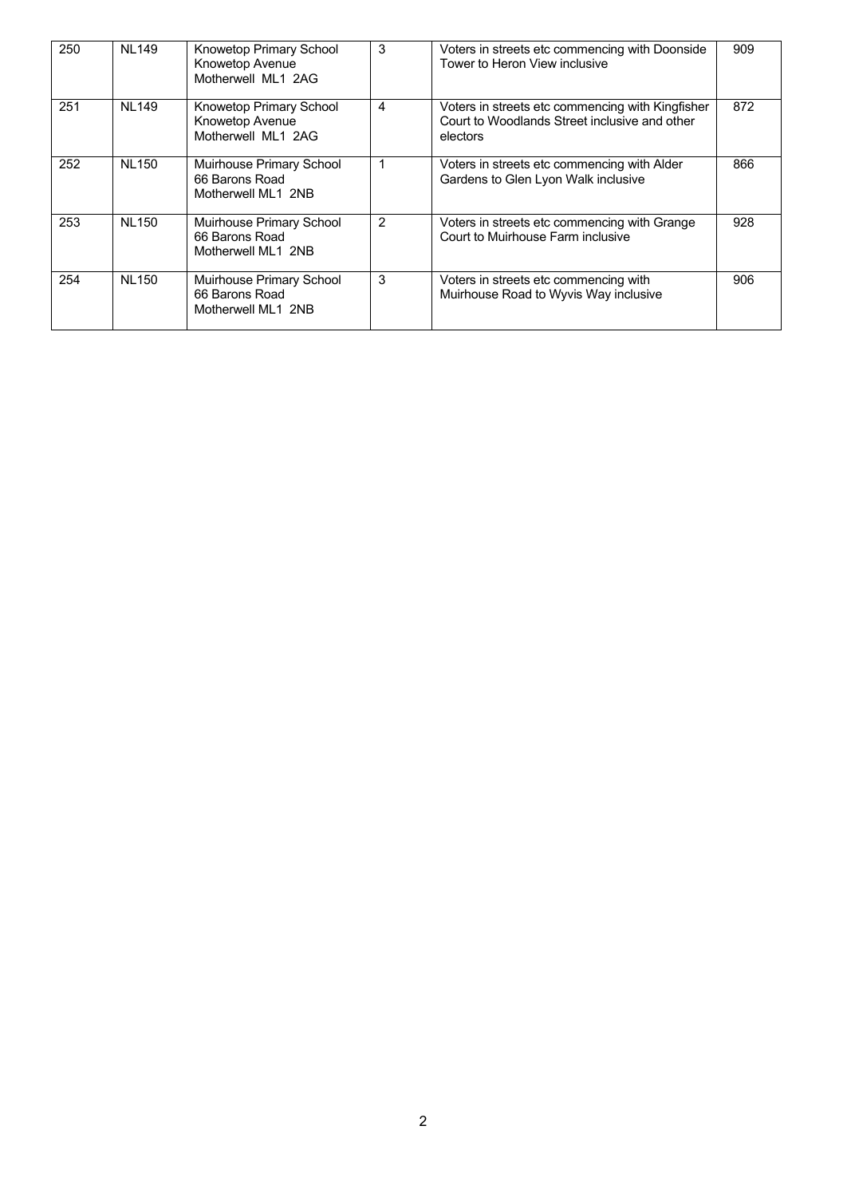| 250 | NL149 | Knowetop Primary School<br>Knowetop Avenue<br>Motherwell ML1 2AG | 3 | Voters in streets etc commencing with Doonside Tower to Heron View inclusive | 909 |
|---|---|---|---|---|---|
| 251 | NL149 | Knowetop Primary School<br>Knowetop Avenue<br>Motherwell ML1 2AG | 4 | Voters in streets etc commencing with Kingfisher Court to Woodlands Street inclusive and other electors | 872 |
| 252 | NL150 | Muirhouse Primary School<br>66 Barons Road<br>Motherwell ML1 2NB | 1 | Voters in streets etc commencing with Alder Gardens to Glen Lyon Walk inclusive | 866 |
| 253 | NL150 | Muirhouse Primary School<br>66 Barons Road<br>Motherwell ML1 2NB | 2 | Voters in streets etc commencing with Grange Court to Muirhouse Farm inclusive | 928 |
| 254 | NL150 | Muirhouse Primary School<br>66 Barons Road<br>Motherwell ML1 2NB | 3 | Voters in streets etc commencing with Muirhouse Road to Wyvis Way inclusive | 906 |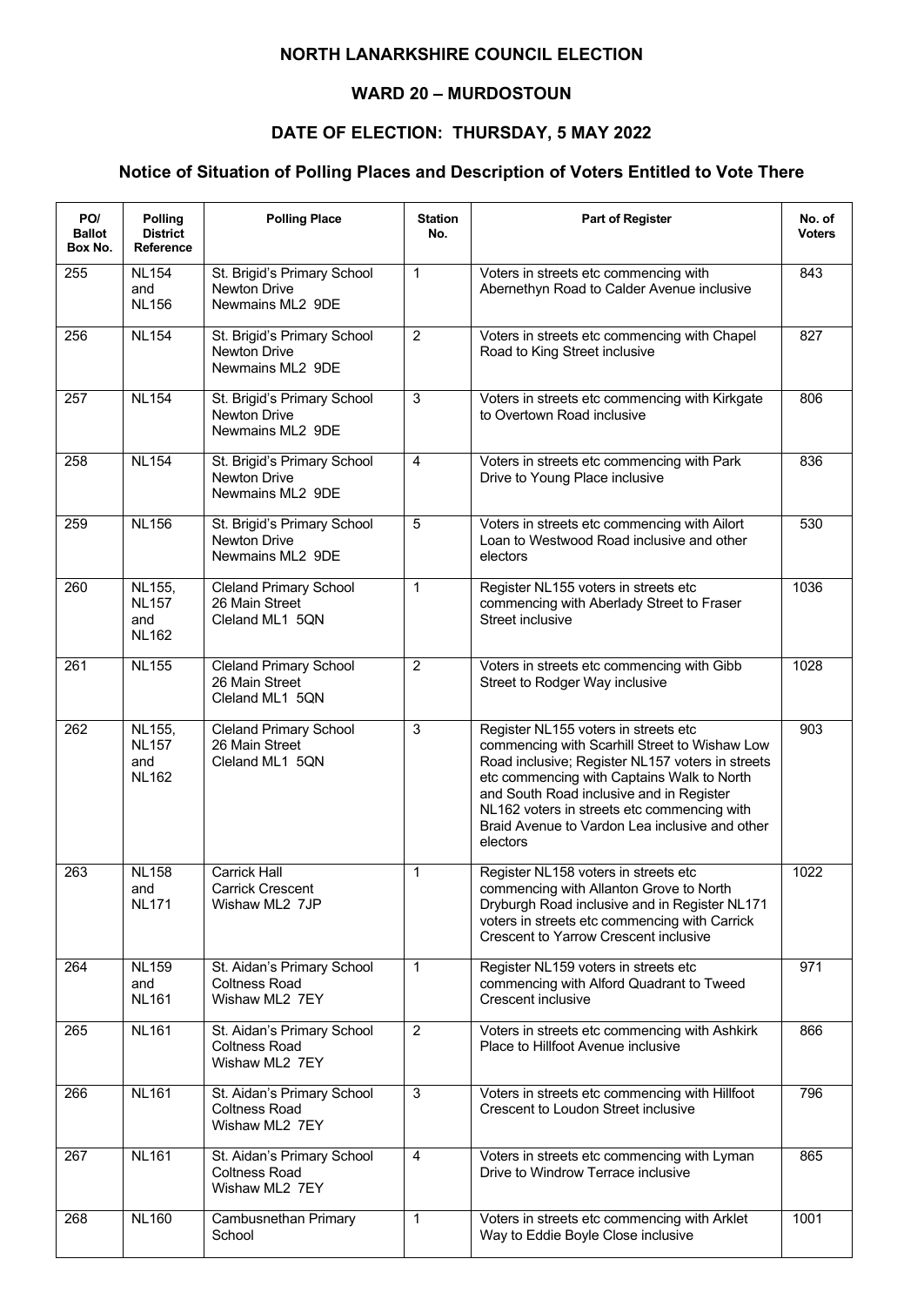# NORTH LANARKSHIRE COUNCIL ELECTION

## WARD 20 – MURDOSTOUN

## DATE OF ELECTION: THURSDAY, 5 MAY 2022

### Notice of Situation of Polling Places and Description of Voters Entitled to Vote There

| PO/ Ballot Box No. | Polling District Reference | Polling Place | Station No. | Part of Register | No. of Voters |
|---|---|---|---|---|---|
| 255 | NL154 and NL156 | St. Brigid's Primary School Newton Drive Newmains ML2 9DE | 1 | Voters in streets etc commencing with Abernethyn Road to Calder Avenue inclusive | 843 |
| 256 | NL154 | St. Brigid's Primary School Newton Drive Newmains ML2 9DE | 2 | Voters in streets etc commencing with Chapel Road to King Street inclusive | 827 |
| 257 | NL154 | St. Brigid's Primary School Newton Drive Newmains ML2 9DE | 3 | Voters in streets etc commencing with Kirkgate to Overtown Road inclusive | 806 |
| 258 | NL154 | St. Brigid's Primary School Newton Drive Newmains ML2 9DE | 4 | Voters in streets etc commencing with Park Drive to Young Place inclusive | 836 |
| 259 | NL156 | St. Brigid's Primary School Newton Drive Newmains ML2 9DE | 5 | Voters in streets etc commencing with Ailort Loan to Westwood Road inclusive and other electors | 530 |
| 260 | NL155, NL157 and NL162 | Cleland Primary School 26 Main Street Cleland ML1 5QN | 1 | Register NL155 voters in streets etc commencing with Aberlady Street to Fraser Street inclusive | 1036 |
| 261 | NL155 | Cleland Primary School 26 Main Street Cleland ML1 5QN | 2 | Voters in streets etc commencing with Gibb Street to Rodger Way inclusive | 1028 |
| 262 | NL155, NL157 and NL162 | Cleland Primary School 26 Main Street Cleland ML1 5QN | 3 | Register NL155 voters in streets etc commencing with Scarhill Street to Wishaw Low Road inclusive; Register NL157 voters in streets etc commencing with Captains Walk to North and South Road inclusive and in Register NL162 voters in streets etc commencing with Braid Avenue to Vardon Lea inclusive and other electors | 903 |
| 263 | NL158 and NL171 | Carrick Hall Carrick Crescent Wishaw ML2 7JP | 1 | Register NL158 voters in streets etc commencing with Allanton Grove to North Dryburgh Road inclusive and in Register NL171 voters in streets etc commencing with Carrick Crescent to Yarrow Crescent inclusive | 1022 |
| 264 | NL159 and NL161 | St. Aidan's Primary School Coltness Road Wishaw ML2 7EY | 1 | Register NL159 voters in streets etc commencing with Alford Quadrant to Tweed Crescent inclusive | 971 |
| 265 | NL161 | St. Aidan's Primary School Coltness Road Wishaw ML2 7EY | 2 | Voters in streets etc commencing with Ashkirk Place to Hillfoot Avenue inclusive | 866 |
| 266 | NL161 | St. Aidan's Primary School Coltness Road Wishaw ML2 7EY | 3 | Voters in streets etc commencing with Hillfoot Crescent to Loudon Street inclusive | 796 |
| 267 | NL161 | St. Aidan's Primary School Coltness Road Wishaw ML2 7EY | 4 | Voters in streets etc commencing with Lyman Drive to Windrow Terrace inclusive | 865 |
| 268 | NL160 | Cambusnethan Primary School | 1 | Voters in streets etc commencing with Arklet Way to Eddie Boyle Close inclusive | 1001 |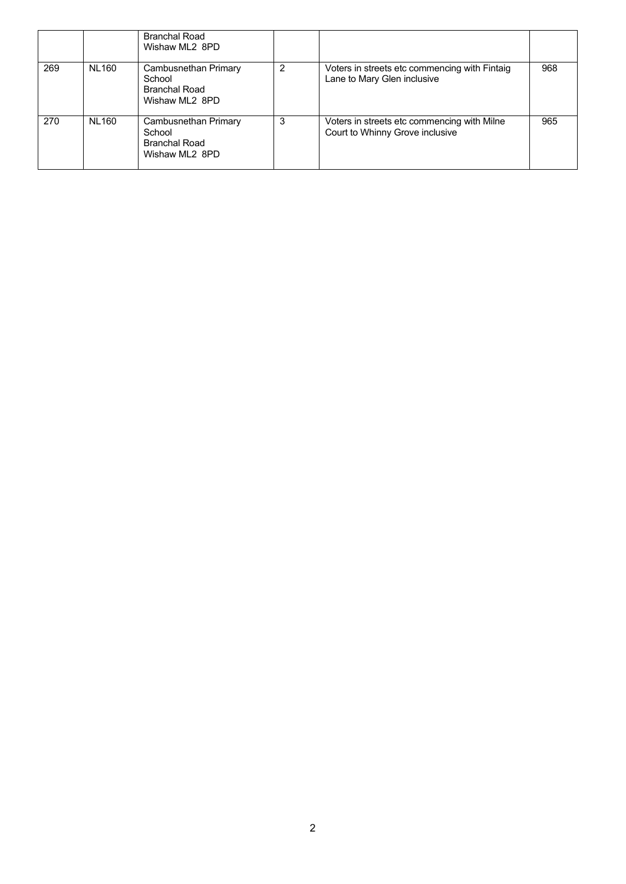| | | Branchal Road Wishaw ML2 8PD | | | |
|---|---|---|---|---|---|
| 269 | NL160 | Cambusnethan Primary School Branchal Road Wishaw ML2 8PD | 2 | Voters in streets etc commencing with Fintaig Lane to Mary Glen inclusive | 968 |
| 270 | NL160 | Cambusnethan Primary School Branchal Road Wishaw ML2 8PD | 3 | Voters in streets etc commencing with Milne Court to Whinny Grove inclusive | 965 |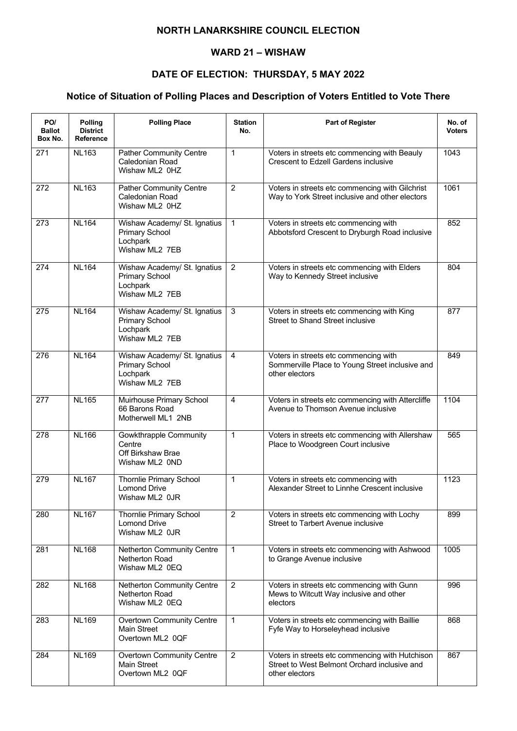# NORTH LANARKSHIRE COUNCIL ELECTION

## WARD 21 – WISHAW

## DATE OF ELECTION: THURSDAY, 5 MAY 2022

### Notice of Situation of Polling Places and Description of Voters Entitled to Vote There

| PO/ Ballot Box No. | Polling District Reference | Polling Place | Station No. | Part of Register | No. of Voters |
|---|---|---|---|---|---|
| 271 | NL163 | Pather Community Centre Caledonian Road Wishaw ML2 0HZ | 1 | Voters in streets etc commencing with Beauly Crescent to Edzell Gardens inclusive | 1043 |
| 272 | NL163 | Pather Community Centre Caledonian Road Wishaw ML2 0HZ | 2 | Voters in streets etc commencing with Gilchrist Way to York Street inclusive and other electors | 1061 |
| 273 | NL164 | Wishaw Academy/ St. Ignatius Primary School Lochpark Wishaw ML2 7EB | 1 | Voters in streets etc commencing with Abbotsford Crescent to Dryburgh Road inclusive | 852 |
| 274 | NL164 | Wishaw Academy/ St. Ignatius Primary School Lochpark Wishaw ML2 7EB | 2 | Voters in streets etc commencing with Elders Way to Kennedy Street inclusive | 804 |
| 275 | NL164 | Wishaw Academy/ St. Ignatius Primary School Lochpark Wishaw ML2 7EB | 3 | Voters in streets etc commencing with King Street to Shand Street inclusive | 877 |
| 276 | NL164 | Wishaw Academy/ St. Ignatius Primary School Lochpark Wishaw ML2 7EB | 4 | Voters in streets etc commencing with Sommerville Place to Young Street inclusive and other electors | 849 |
| 277 | NL165 | Muirhouse Primary School 66 Barons Road Motherwell ML1 2NB | 4 | Voters in streets etc commencing with Attercliffe Avenue to Thomson Avenue inclusive | 1104 |
| 278 | NL166 | Gowkthrapple Community Centre Off Birkshaw Brae Wishaw ML2 0ND | 1 | Voters in streets etc commencing with Allershaw Place to Woodgreen Court inclusive | 565 |
| 279 | NL167 | Thornlie Primary School Lomond Drive Wishaw ML2 0JR | 1 | Voters in streets etc commencing with Alexander Street to Linnhe Crescent inclusive | 1123 |
| 280 | NL167 | Thornlie Primary School Lomond Drive Wishaw ML2 0JR | 2 | Voters in streets etc commencing with Lochy Street to Tarbert Avenue inclusive | 899 |
| 281 | NL168 | Netherton Community Centre Netherton Road Wishaw ML2 0EQ | 1 | Voters in streets etc commencing with Ashwood to Grange Avenue inclusive | 1005 |
| 282 | NL168 | Netherton Community Centre Netherton Road Wishaw ML2 0EQ | 2 | Voters in streets etc commencing with Gunn Mews to Witcutt Way inclusive and other electors | 996 |
| 283 | NL169 | Overtown Community Centre Main Street Overtown ML2 0QF | 1 | Voters in streets etc commencing with Baillie Fyfe Way to Horseleyhead inclusive | 868 |
| 284 | NL169 | Overtown Community Centre Main Street Overtown ML2 0QF | 2 | Voters in streets etc commencing with Hutchison Street to West Belmont Orchard inclusive and other electors | 867 |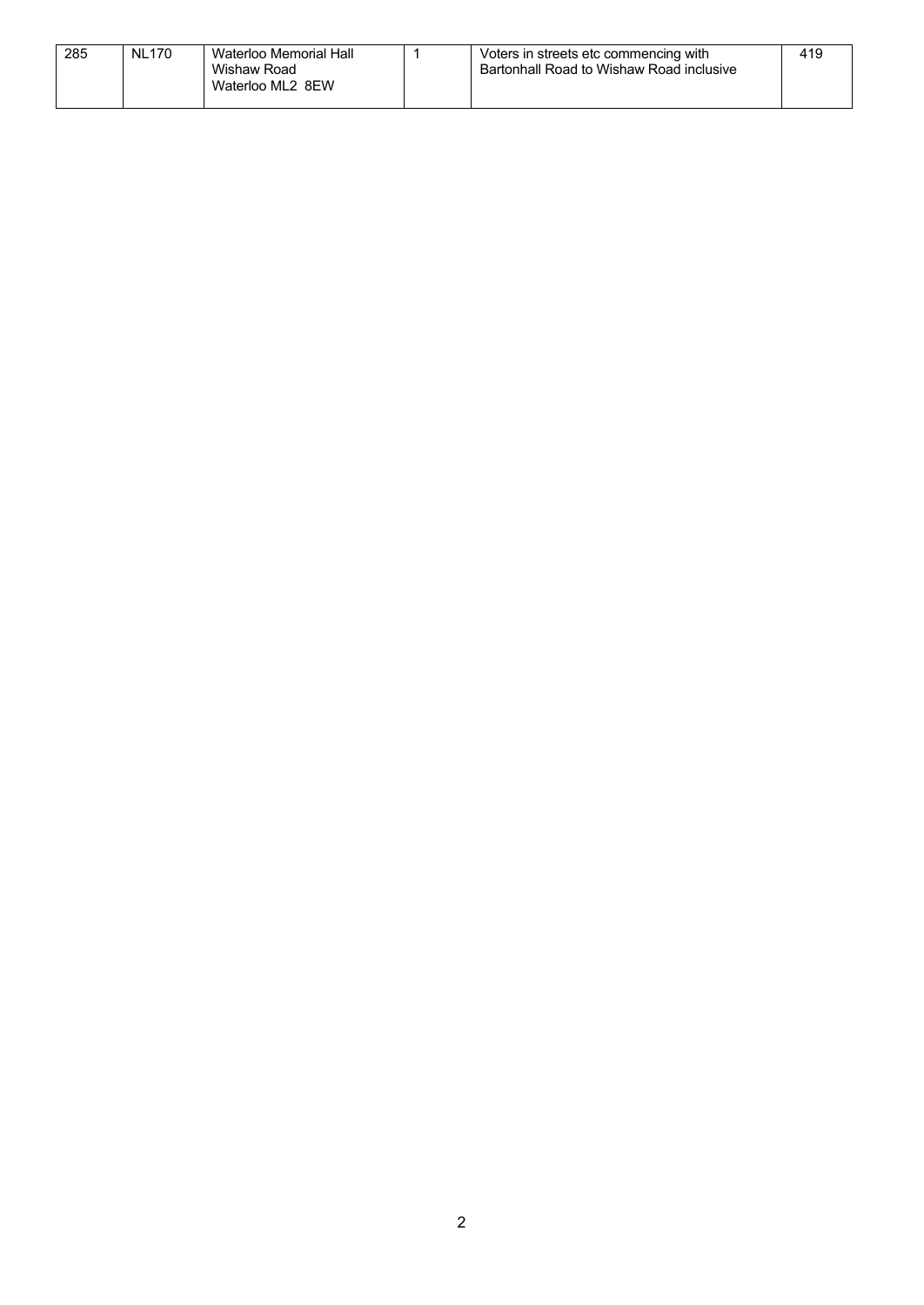| | | | | | |
|---|---|---|---|---|---|
| 285 | NL170 | Waterloo Memorial Hall<br>Wishaw Road<br>Waterloo ML2 8EW | 1 | Voters in streets etc commencing with Bartonhall Road to Wishaw Road inclusive | 419 |